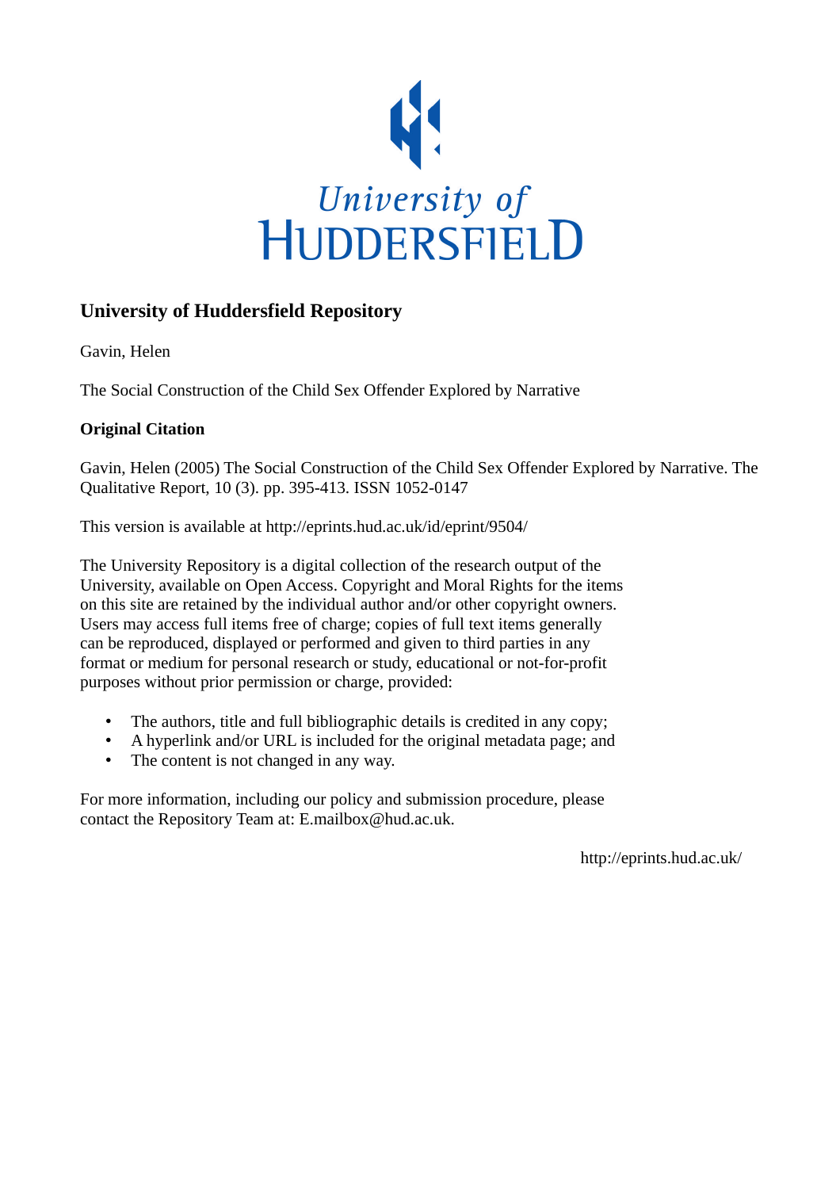University of
HUDDERSFIELD

## University of Huddersfield Repository

Gavin, Helen

The Social Construction of the Child Sex Offender Explored by Narrative

### Original Citation

Gavin, Helen (2005) The Social Construction of the Child Sex Offender Explored by Narrative. The Qualitative Report, 10 (3). pp. 395-413. ISSN 1052-0147

This version is available at http://eprints.hud.ac.uk/id/eprint/9504/

The University Repository is a digital collection of the research output of the University, available on Open Access. Copyright and Moral Rights for the items on this site are retained by the individual author and/or other copyright owners. Users may access full items free of charge; copies of full text items generally can be reproduced, displayed or performed and given to third parties in any format or medium for personal research or study, educational or not-for-profit purposes without prior permission or charge, provided:

- The authors, title and full bibliographic details is credited in any copy;
- A hyperlink and/or URL is included for the original metadata page; and
- The content is not changed in any way.

For more information, including our policy and submission procedure, please contact the Repository Team at: E.mailbox@hud.ac.uk.

http://eprints.hud.ac.uk/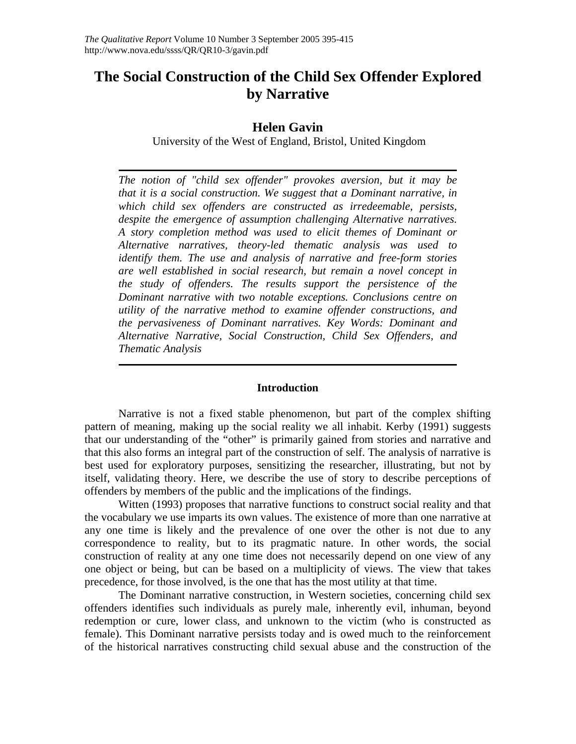# The Social Construction of the Child Sex Offender Explored by Narrative

## Helen Gavin

University of the West of England, Bristol, United Kingdom

*The notion of "child sex offender" provokes aversion, but it may be that it is a social construction. We suggest that a Dominant narrative, in which child sex offenders are constructed as irredeemable, persists, despite the emergence of assumption challenging Alternative narratives. A story completion method was used to elicit themes of Dominant or Alternative narratives, theory-led thematic analysis was used to identify them. The use and analysis of narrative and free-form stories are well established in social research, but remain a novel concept in the study of offenders. The results support the persistence of the Dominant narrative with two notable exceptions. Conclusions centre on utility of the narrative method to examine offender constructions, and the pervasiveness of Dominant narratives. Key Words: Dominant and Alternative Narrative, Social Construction, Child Sex Offenders, and Thematic Analysis*

### Introduction

Narrative is not a fixed stable phenomenon, but part of the complex shifting pattern of meaning, making up the social reality we all inhabit. Kerby (1991) suggests that our understanding of the "other" is primarily gained from stories and narrative and that this also forms an integral part of the construction of self. The analysis of narrative is best used for exploratory purposes, sensitizing the researcher, illustrating, but not by itself, validating theory. Here, we describe the use of story to describe perceptions of offenders by members of the public and the implications of the findings.

Witten (1993) proposes that narrative functions to construct social reality and that the vocabulary we use imparts its own values. The existence of more than one narrative at any one time is likely and the prevalence of one over the other is not due to any correspondence to reality, but to its pragmatic nature. In other words, the social construction of reality at any one time does not necessarily depend on one view of any one object or being, but can be based on a multiplicity of views. The view that takes precedence, for those involved, is the one that has the most utility at that time.

The Dominant narrative construction, in Western societies, concerning child sex offenders identifies such individuals as purely male, inherently evil, inhuman, beyond redemption or cure, lower class, and unknown to the victim (who is constructed as female). This Dominant narrative persists today and is owed much to the reinforcement of the historical narratives constructing child sexual abuse and the construction of the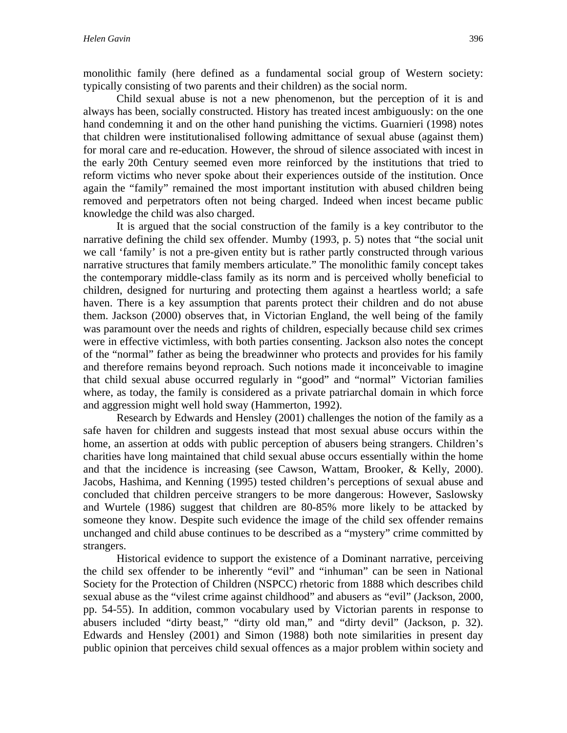monolithic family (here defined as a fundamental social group of Western society: typically consisting of two parents and their children) as the social norm.

Child sexual abuse is not a new phenomenon, but the perception of it is and always has been, socially constructed. History has treated incest ambiguously: on the one hand condemning it and on the other hand punishing the victims. Guarnieri (1998) notes that children were institutionalised following admittance of sexual abuse (against them) for moral care and re-education. However, the shroud of silence associated with incest in the early 20th Century seemed even more reinforced by the institutions that tried to reform victims who never spoke about their experiences outside of the institution. Once again the "family" remained the most important institution with abused children being removed and perpetrators often not being charged. Indeed when incest became public knowledge the child was also charged.

It is argued that the social construction of the family is a key contributor to the narrative defining the child sex offender. Mumby (1993, p. 5) notes that "the social unit we call 'family' is not a pre-given entity but is rather partly constructed through various narrative structures that family members articulate." The monolithic family concept takes the contemporary middle-class family as its norm and is perceived wholly beneficial to children, designed for nurturing and protecting them against a heartless world; a safe haven. There is a key assumption that parents protect their children and do not abuse them. Jackson (2000) observes that, in Victorian England, the well being of the family was paramount over the needs and rights of children, especially because child sex crimes were in effective victimless, with both parties consenting. Jackson also notes the concept of the "normal" father as being the breadwinner who protects and provides for his family and therefore remains beyond reproach. Such notions made it inconceivable to imagine that child sexual abuse occurred regularly in "good" and "normal" Victorian families where, as today, the family is considered as a private patriarchal domain in which force and aggression might well hold sway (Hammerton, 1992).

Research by Edwards and Hensley (2001) challenges the notion of the family as a safe haven for children and suggests instead that most sexual abuse occurs within the home, an assertion at odds with public perception of abusers being strangers. Children's charities have long maintained that child sexual abuse occurs essentially within the home and that the incidence is increasing (see Cawson, Wattam, Brooker, & Kelly, 2000). Jacobs, Hashima, and Kenning (1995) tested children's perceptions of sexual abuse and concluded that children perceive strangers to be more dangerous: However, Saslowsky and Wurtele (1986) suggest that children are 80-85% more likely to be attacked by someone they know. Despite such evidence the image of the child sex offender remains unchanged and child abuse continues to be described as a "mystery" crime committed by strangers.

Historical evidence to support the existence of a Dominant narrative, perceiving the child sex offender to be inherently "evil" and "inhuman" can be seen in National Society for the Protection of Children (NSPCC) rhetoric from 1888 which describes child sexual abuse as the "vilest crime against childhood" and abusers as "evil" (Jackson, 2000, pp. 54-55). In addition, common vocabulary used by Victorian parents in response to abusers included "dirty beast," "dirty old man," and "dirty devil" (Jackson, p. 32). Edwards and Hensley (2001) and Simon (1988) both note similarities in present day public opinion that perceives child sexual offences as a major problem within society and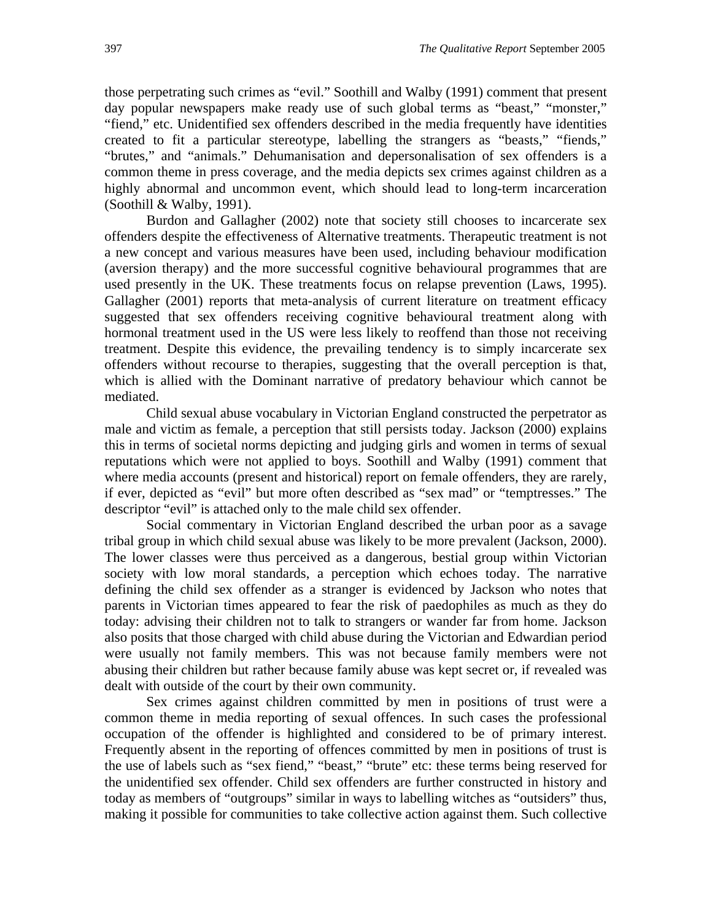those perpetrating such crimes as "evil." Soothill and Walby (1991) comment that present day popular newspapers make ready use of such global terms as "beast," "monster," "fiend," etc. Unidentified sex offenders described in the media frequently have identities created to fit a particular stereotype, labelling the strangers as "beasts," "fiends," "brutes," and "animals." Dehumanisation and depersonalisation of sex offenders is a common theme in press coverage, and the media depicts sex crimes against children as a highly abnormal and uncommon event, which should lead to long-term incarceration (Soothill & Walby, 1991).

Burdon and Gallagher (2002) note that society still chooses to incarcerate sex offenders despite the effectiveness of Alternative treatments. Therapeutic treatment is not a new concept and various measures have been used, including behaviour modification (aversion therapy) and the more successful cognitive behavioural programmes that are used presently in the UK. These treatments focus on relapse prevention (Laws, 1995). Gallagher (2001) reports that meta-analysis of current literature on treatment efficacy suggested that sex offenders receiving cognitive behavioural treatment along with hormonal treatment used in the US were less likely to reoffend than those not receiving treatment. Despite this evidence, the prevailing tendency is to simply incarcerate sex offenders without recourse to therapies, suggesting that the overall perception is that, which is allied with the Dominant narrative of predatory behaviour which cannot be mediated.

Child sexual abuse vocabulary in Victorian England constructed the perpetrator as male and victim as female, a perception that still persists today. Jackson (2000) explains this in terms of societal norms depicting and judging girls and women in terms of sexual reputations which were not applied to boys. Soothill and Walby (1991) comment that where media accounts (present and historical) report on female offenders, they are rarely, if ever, depicted as "evil" but more often described as "sex mad" or "temptresses." The descriptor "evil" is attached only to the male child sex offender.

Social commentary in Victorian England described the urban poor as a savage tribal group in which child sexual abuse was likely to be more prevalent (Jackson, 2000). The lower classes were thus perceived as a dangerous, bestial group within Victorian society with low moral standards, a perception which echoes today. The narrative defining the child sex offender as a stranger is evidenced by Jackson who notes that parents in Victorian times appeared to fear the risk of paedophiles as much as they do today: advising their children not to talk to strangers or wander far from home. Jackson also posits that those charged with child abuse during the Victorian and Edwardian period were usually not family members. This was not because family members were not abusing their children but rather because family abuse was kept secret or, if revealed was dealt with outside of the court by their own community.

Sex crimes against children committed by men in positions of trust were a common theme in media reporting of sexual offences. In such cases the professional occupation of the offender is highlighted and considered to be of primary interest. Frequently absent in the reporting of offences committed by men in positions of trust is the use of labels such as "sex fiend," "beast," "brute" etc: these terms being reserved for the unidentified sex offender. Child sex offenders are further constructed in history and today as members of "outgroups" similar in ways to labelling witches as "outsiders" thus, making it possible for communities to take collective action against them. Such collective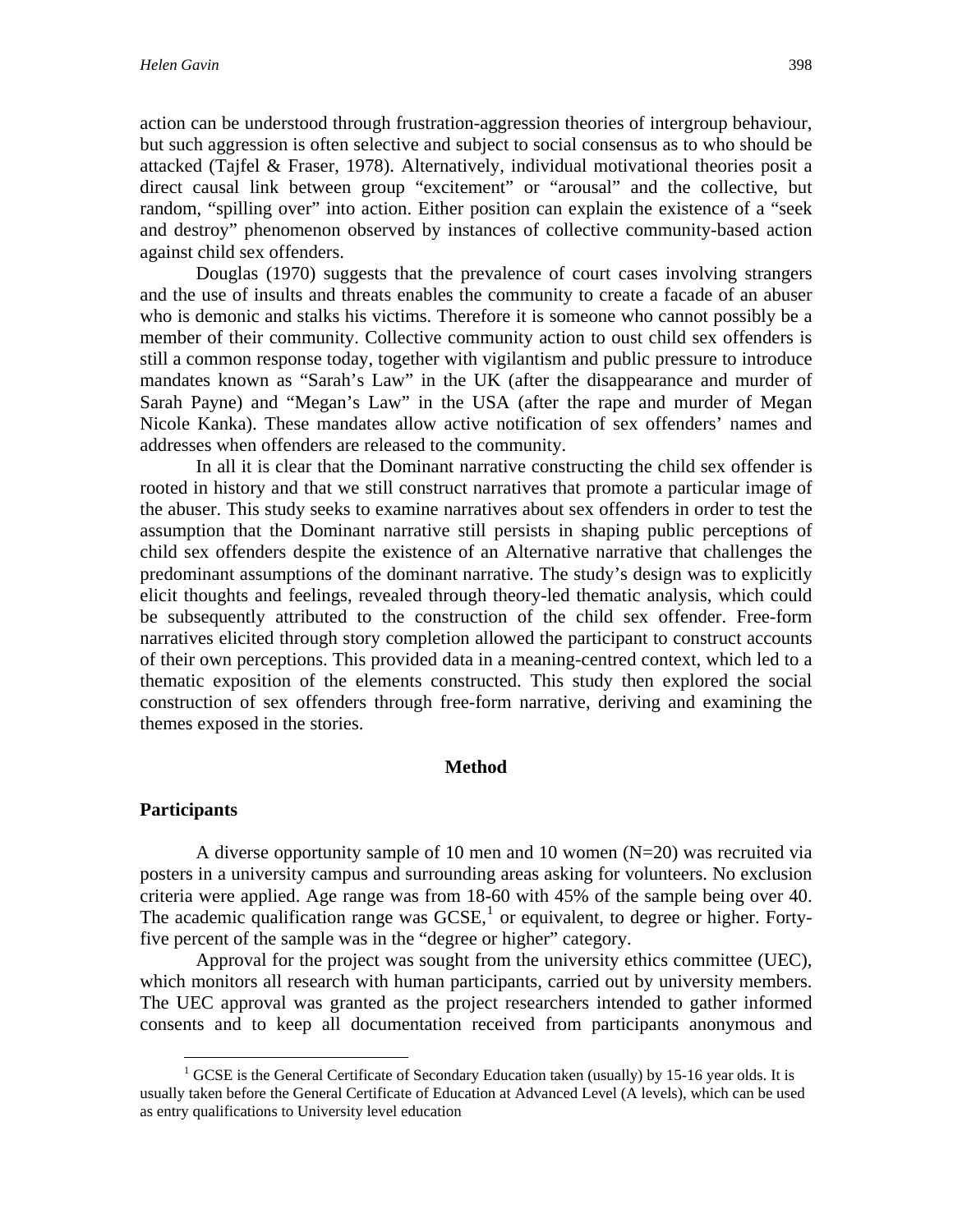action can be understood through frustration-aggression theories of intergroup behaviour, but such aggression is often selective and subject to social consensus as to who should be attacked (Tajfel & Fraser, 1978). Alternatively, individual motivational theories posit a direct causal link between group "excitement" or "arousal" and the collective, but random, "spilling over" into action. Either position can explain the existence of a "seek and destroy" phenomenon observed by instances of collective community-based action against child sex offenders.

Douglas (1970) suggests that the prevalence of court cases involving strangers and the use of insults and threats enables the community to create a facade of an abuser who is demonic and stalks his victims. Therefore it is someone who cannot possibly be a member of their community. Collective community action to oust child sex offenders is still a common response today, together with vigilantism and public pressure to introduce mandates known as "Sarah's Law" in the UK (after the disappearance and murder of Sarah Payne) and "Megan's Law" in the USA (after the rape and murder of Megan Nicole Kanka). These mandates allow active notification of sex offenders' names and addresses when offenders are released to the community.

In all it is clear that the Dominant narrative constructing the child sex offender is rooted in history and that we still construct narratives that promote a particular image of the abuser. This study seeks to examine narratives about sex offenders in order to test the assumption that the Dominant narrative still persists in shaping public perceptions of child sex offenders despite the existence of an Alternative narrative that challenges the predominant assumptions of the dominant narrative. The study's design was to explicitly elicit thoughts and feelings, revealed through theory-led thematic analysis, which could be subsequently attributed to the construction of the child sex offender. Free-form narratives elicited through story completion allowed the participant to construct accounts of their own perceptions. This provided data in a meaning-centred context, which led to a thematic exposition of the elements constructed. This study then explored the social construction of sex offenders through free-form narrative, deriving and examining the themes exposed in the stories.

## Method

### Participants

A diverse opportunity sample of 10 men and 10 women (N=20) was recruited via posters in a university campus and surrounding areas asking for volunteers. No exclusion criteria were applied. Age range was from 18-60 with 45% of the sample being over 40. The academic qualification range was GCSE,[1] or equivalent, to degree or higher. Forty-five percent of the sample was in the "degree or higher" category.

Approval for the project was sought from the university ethics committee (UEC), which monitors all research with human participants, carried out by university members. The UEC approval was granted as the project researchers intended to gather informed consents and to keep all documentation received from participants anonymous and

[1] GCSE is the General Certificate of Secondary Education taken (usually) by 15-16 year olds. It is usually taken before the General Certificate of Education at Advanced Level (A levels), which can be used as entry qualifications to University level education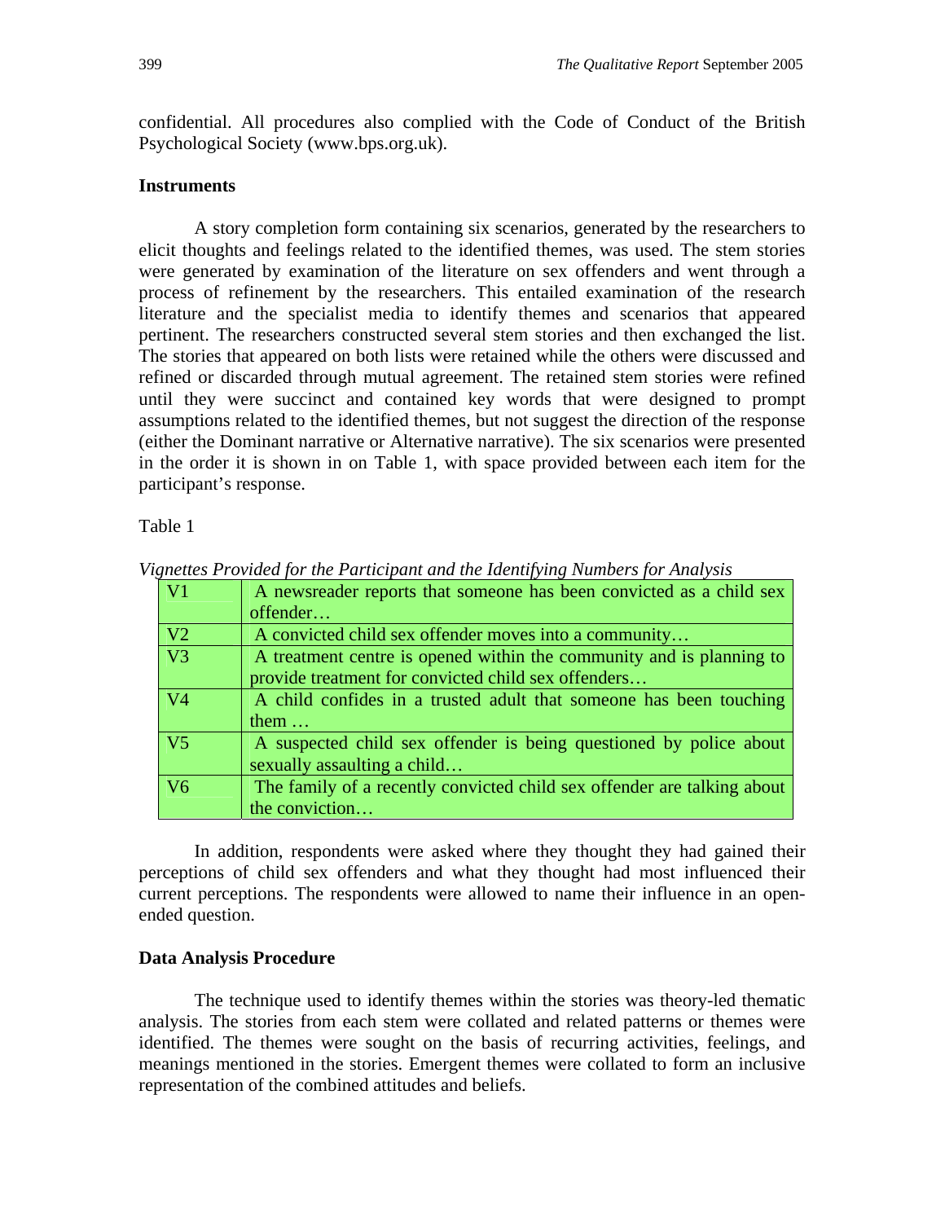confidential. All procedures also complied with the Code of Conduct of the British Psychological Society (www.bps.org.uk).

### Instruments

A story completion form containing six scenarios, generated by the researchers to elicit thoughts and feelings related to the identified themes, was used. The stem stories were generated by examination of the literature on sex offenders and went through a process of refinement by the researchers. This entailed examination of the research literature and the specialist media to identify themes and scenarios that appeared pertinent. The researchers constructed several stem stories and then exchanged the list. The stories that appeared on both lists were retained while the others were discussed and refined or discarded through mutual agreement. The retained stem stories were refined until they were succinct and contained key words that were designed to prompt assumptions related to the identified themes, but not suggest the direction of the response (either the Dominant narrative or Alternative narrative). The six scenarios were presented in the order it is shown in on Table 1, with space provided between each item for the participant's response.

Table 1

*Vignettes Provided for the Participant and the Identifying Numbers for Analysis*

| | |
|---|---|
| V1 | A newsreader reports that someone has been convicted as a child sex offender… |
| V2 | A convicted child sex offender moves into a community… |
| V3 | A treatment centre is opened within the community and is planning to provide treatment for convicted child sex offenders… |
| V4 | A child confides in a trusted adult that someone has been touching them … |
| V5 | A suspected child sex offender is being questioned by police about sexually assaulting a child… |
| V6 | The family of a recently convicted child sex offender are talking about the conviction… |

In addition, respondents were asked where they thought they had gained their perceptions of child sex offenders and what they thought had most influenced their current perceptions. The respondents were allowed to name their influence in an open-ended question.

### Data Analysis Procedure

The technique used to identify themes within the stories was theory-led thematic analysis. The stories from each stem were collated and related patterns or themes were identified. The themes were sought on the basis of recurring activities, feelings, and meanings mentioned in the stories. Emergent themes were collated to form an inclusive representation of the combined attitudes and beliefs.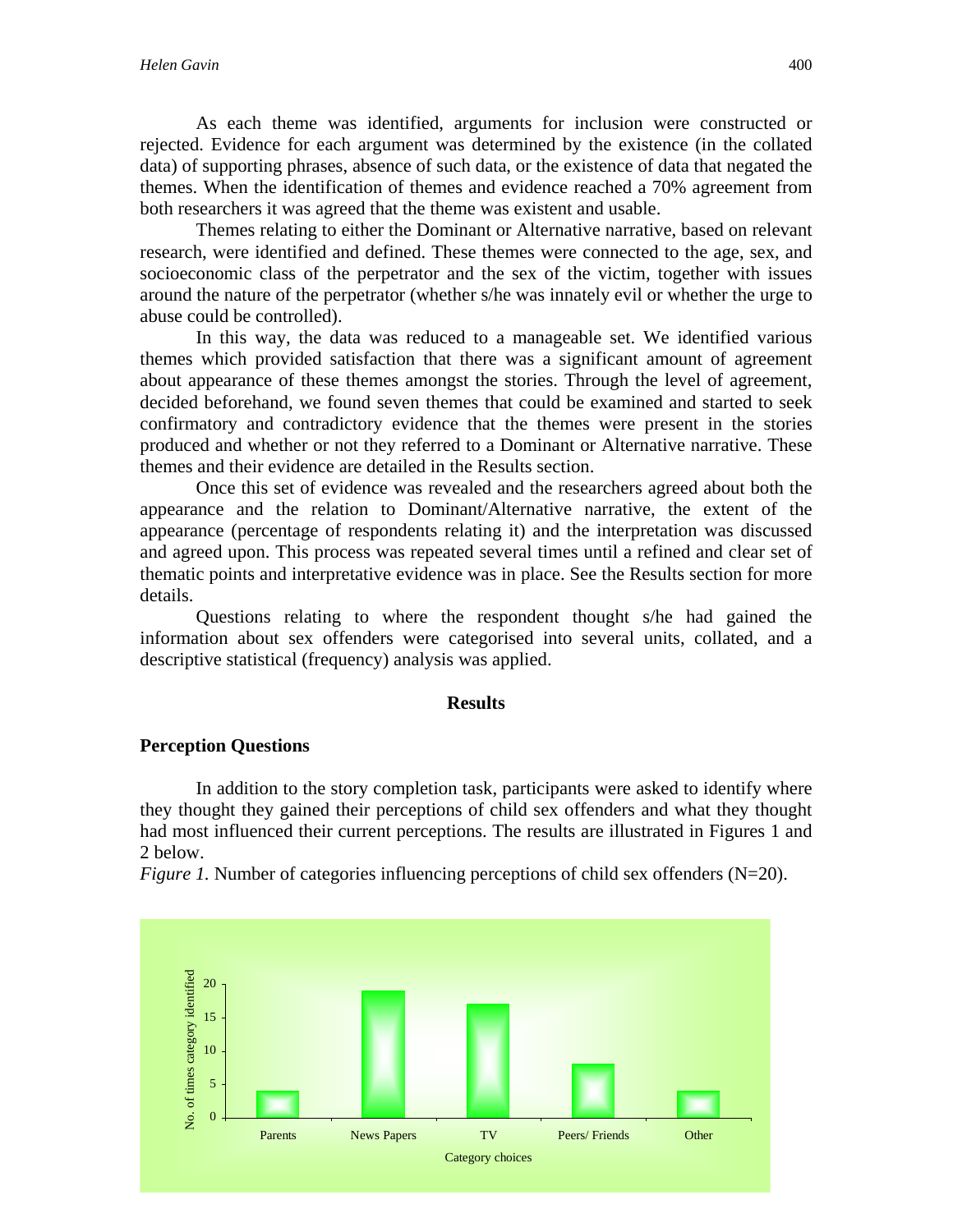As each theme was identified, arguments for inclusion were constructed or rejected. Evidence for each argument was determined by the existence (in the collated data) of supporting phrases, absence of such data, or the existence of data that negated the themes. When the identification of themes and evidence reached a 70% agreement from both researchers it was agreed that the theme was existent and usable.

Themes relating to either the Dominant or Alternative narrative, based on relevant research, were identified and defined. These themes were connected to the age, sex, and socioeconomic class of the perpetrator and the sex of the victim, together with issues around the nature of the perpetrator (whether s/he was innately evil or whether the urge to abuse could be controlled).

In this way, the data was reduced to a manageable set. We identified various themes which provided satisfaction that there was a significant amount of agreement about appearance of these themes amongst the stories. Through the level of agreement, decided beforehand, we found seven themes that could be examined and started to seek confirmatory and contradictory evidence that the themes were present in the stories produced and whether or not they referred to a Dominant or Alternative narrative. These themes and their evidence are detailed in the Results section.

Once this set of evidence was revealed and the researchers agreed about both the appearance and the relation to Dominant/Alternative narrative, the extent of the appearance (percentage of respondents relating it) and the interpretation was discussed and agreed upon. This process was repeated several times until a refined and clear set of thematic points and interpretative evidence was in place. See the Results section for more details.

Questions relating to where the respondent thought s/he had gained the information about sex offenders were categorised into several units, collated, and a descriptive statistical (frequency) analysis was applied.

## Results

### Perception Questions

In addition to the story completion task, participants were asked to identify where they thought they gained their perceptions of child sex offenders and what they thought had most influenced their current perceptions. The results are illustrated in Figures 1 and 2 below.

*Figure 1.* Number of categories influencing perceptions of child sex offenders (N=20).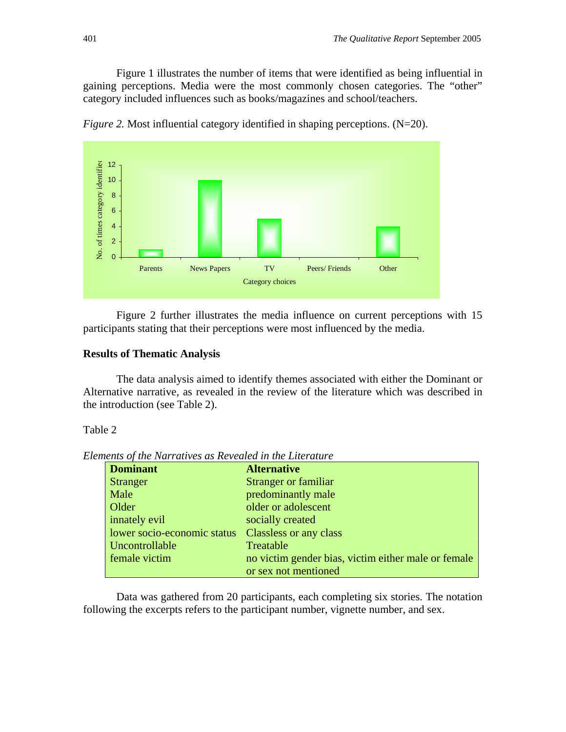Figure 1 illustrates the number of items that were identified as being influential in gaining perceptions. Media were the most commonly chosen categories. The "other" category included influences such as books/magazines and school/teachers.

*Figure 2.* Most influential category identified in shaping perceptions. (N=20).

Figure 2 further illustrates the media influence on current perceptions with 15 participants stating that their perceptions were most influenced by the media.

**Results of Thematic Analysis**

The data analysis aimed to identify themes associated with either the Dominant or Alternative narrative, as revealed in the review of the literature which was described in the introduction (see Table 2).

Table 2

*Elements of the Narratives as Revealed in the Literature*

| Dominant | Alternative |
|---|---|
| Stranger | Stranger or familiar |
| Male | predominantly male |
| Older | older or adolescent |
| innately evil | socially created |
| lower socio-economic status | Classless or any class |
| Uncontrollable | Treatable |
| female victim | no victim gender bias, victim either male or female or sex not mentioned |

Data was gathered from 20 participants, each completing six stories. The notation following the excerpts refers to the participant number, vignette number, and sex.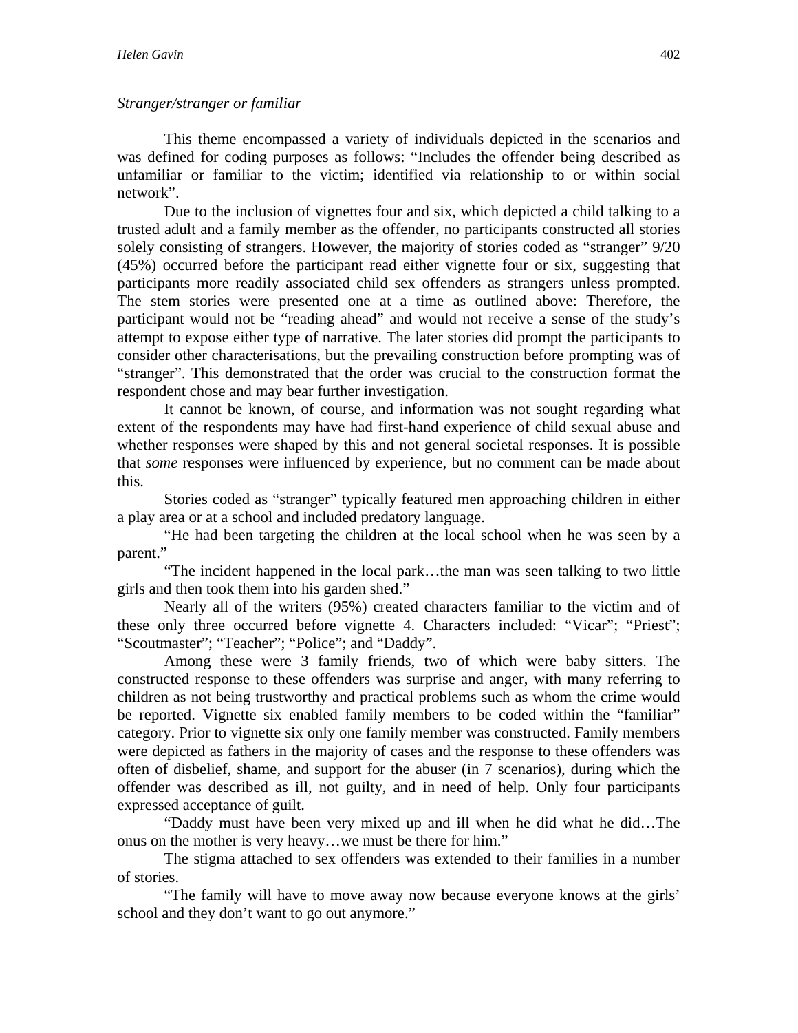*Stranger/stranger or familiar*

This theme encompassed a variety of individuals depicted in the scenarios and was defined for coding purposes as follows: "Includes the offender being described as unfamiliar or familiar to the victim; identified via relationship to or within social network".

Due to the inclusion of vignettes four and six, which depicted a child talking to a trusted adult and a family member as the offender, no participants constructed all stories solely consisting of strangers. However, the majority of stories coded as "stranger" 9/20 (45%) occurred before the participant read either vignette four or six, suggesting that participants more readily associated child sex offenders as strangers unless prompted. The stem stories were presented one at a time as outlined above: Therefore, the participant would not be "reading ahead" and would not receive a sense of the study's attempt to expose either type of narrative. The later stories did prompt the participants to consider other characterisations, but the prevailing construction before prompting was of "stranger". This demonstrated that the order was crucial to the construction format the respondent chose and may bear further investigation.

It cannot be known, of course, and information was not sought regarding what extent of the respondents may have had first-hand experience of child sexual abuse and whether responses were shaped by this and not general societal responses. It is possible that *some* responses were influenced by experience, but no comment can be made about this.

Stories coded as "stranger" typically featured men approaching children in either a play area or at a school and included predatory language.

"He had been targeting the children at the local school when he was seen by a parent."

"The incident happened in the local park…the man was seen talking to two little girls and then took them into his garden shed."

Nearly all of the writers (95%) created characters familiar to the victim and of these only three occurred before vignette 4. Characters included: "Vicar"; "Priest"; "Scoutmaster"; "Teacher"; "Police"; and "Daddy".

Among these were 3 family friends, two of which were baby sitters. The constructed response to these offenders was surprise and anger, with many referring to children as not being trustworthy and practical problems such as whom the crime would be reported. Vignette six enabled family members to be coded within the "familiar" category. Prior to vignette six only one family member was constructed. Family members were depicted as fathers in the majority of cases and the response to these offenders was often of disbelief, shame, and support for the abuser (in 7 scenarios), during which the offender was described as ill, not guilty, and in need of help. Only four participants expressed acceptance of guilt.

"Daddy must have been very mixed up and ill when he did what he did…The onus on the mother is very heavy…we must be there for him."

The stigma attached to sex offenders was extended to their families in a number of stories.

"The family will have to move away now because everyone knows at the girls' school and they don't want to go out anymore."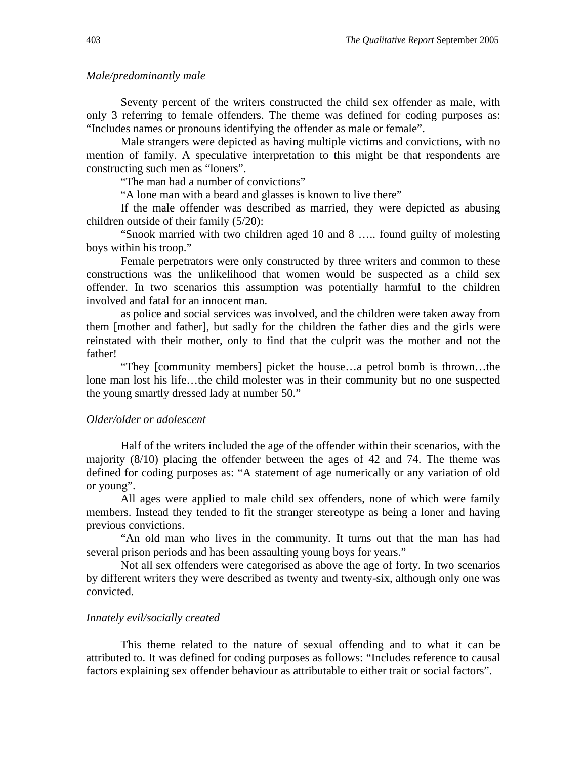*Male/predominantly male*

Seventy percent of the writers constructed the child sex offender as male, with only 3 referring to female offenders. The theme was defined for coding purposes as: "Includes names or pronouns identifying the offender as male or female".

Male strangers were depicted as having multiple victims and convictions, with no mention of family. A speculative interpretation to this might be that respondents are constructing such men as "loners".

"The man had a number of convictions"

"A lone man with a beard and glasses is known to live there"

If the male offender was described as married, they were depicted as abusing children outside of their family (5/20):

"Snook married with two children aged 10 and 8 ….. found guilty of molesting boys within his troop."

Female perpetrators were only constructed by three writers and common to these constructions was the unlikelihood that women would be suspected as a child sex offender. In two scenarios this assumption was potentially harmful to the children involved and fatal for an innocent man.

as police and social services was involved, and the children were taken away from them [mother and father], but sadly for the children the father dies and the girls were reinstated with their mother, only to find that the culprit was the mother and not the father!

"They [community members] picket the house…a petrol bomb is thrown…the lone man lost his life…the child molester was in their community but no one suspected the young smartly dressed lady at number 50."

*Older/older or adolescent*

Half of the writers included the age of the offender within their scenarios, with the majority (8/10) placing the offender between the ages of 42 and 74. The theme was defined for coding purposes as: "A statement of age numerically or any variation of old or young".

All ages were applied to male child sex offenders, none of which were family members. Instead they tended to fit the stranger stereotype as being a loner and having previous convictions.

"An old man who lives in the community. It turns out that the man has had several prison periods and has been assaulting young boys for years."

Not all sex offenders were categorised as above the age of forty. In two scenarios by different writers they were described as twenty and twenty-six, although only one was convicted.

*Innately evil/socially created*

This theme related to the nature of sexual offending and to what it can be attributed to. It was defined for coding purposes as follows: "Includes reference to causal factors explaining sex offender behaviour as attributable to either trait or social factors".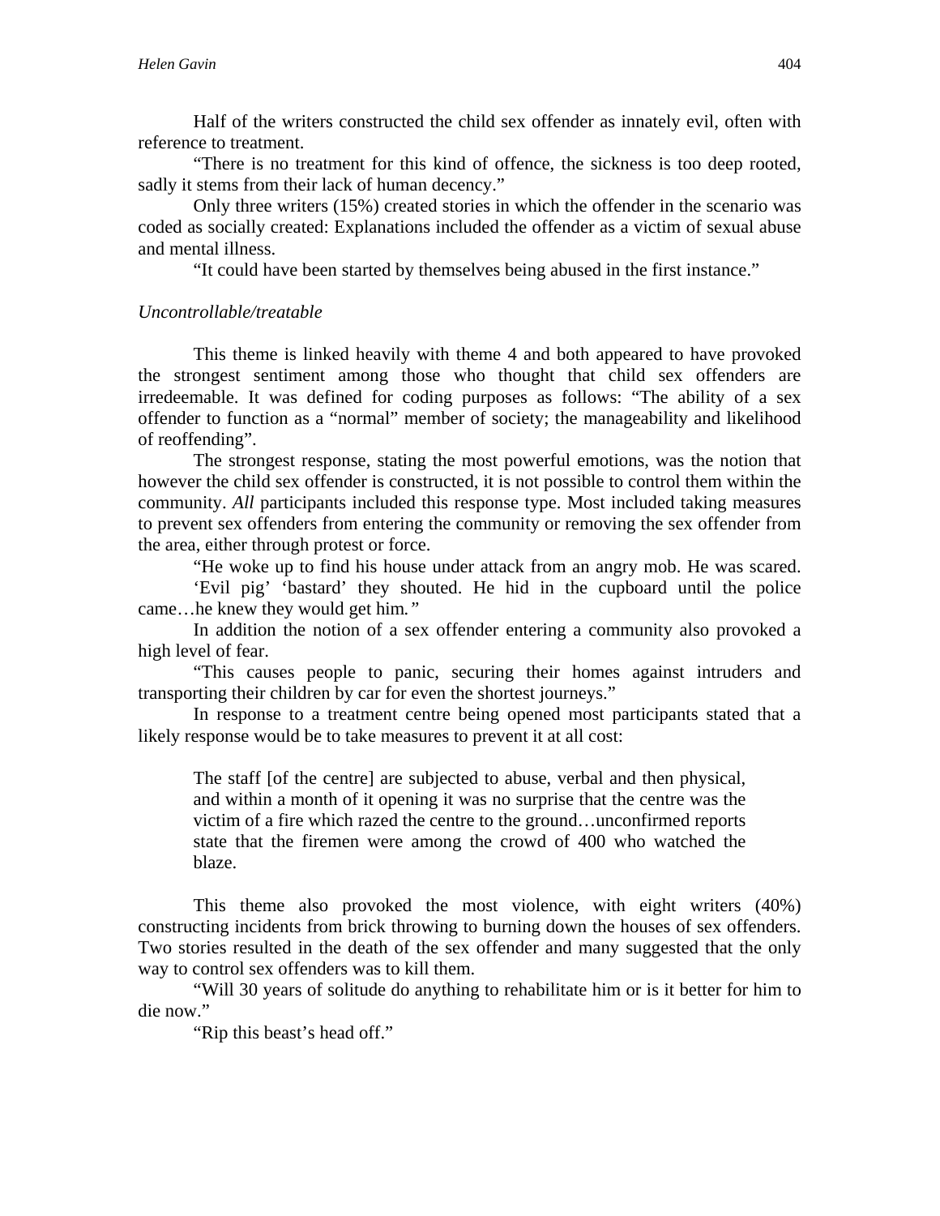Half of the writers constructed the child sex offender as innately evil, often with reference to treatment.

"There is no treatment for this kind of offence, the sickness is too deep rooted, sadly it stems from their lack of human decency."

Only three writers (15%) created stories in which the offender in the scenario was coded as socially created: Explanations included the offender as a victim of sexual abuse and mental illness.

"It could have been started by themselves being abused in the first instance."

*Uncontrollable/treatable*

This theme is linked heavily with theme 4 and both appeared to have provoked the strongest sentiment among those who thought that child sex offenders are irredeemable. It was defined for coding purposes as follows: "The ability of a sex offender to function as a "normal" member of society; the manageability and likelihood of reoffending".

The strongest response, stating the most powerful emotions, was the notion that however the child sex offender is constructed, it is not possible to control them within the community. *All* participants included this response type. Most included taking measures to prevent sex offenders from entering the community or removing the sex offender from the area, either through protest or force.

"He woke up to find his house under attack from an angry mob. He was scared. 'Evil pig' 'bastard' they shouted. He hid in the cupboard until the police came…he knew they would get him*."*

In addition the notion of a sex offender entering a community also provoked a high level of fear.

"This causes people to panic, securing their homes against intruders and transporting their children by car for even the shortest journeys."

In response to a treatment centre being opened most participants stated that a likely response would be to take measures to prevent it at all cost:

> The staff [of the centre] are subjected to abuse, verbal and then physical, and within a month of it opening it was no surprise that the centre was the victim of a fire which razed the centre to the ground…unconfirmed reports state that the firemen were among the crowd of 400 who watched the blaze.

This theme also provoked the most violence, with eight writers (40%) constructing incidents from brick throwing to burning down the houses of sex offenders. Two stories resulted in the death of the sex offender and many suggested that the only way to control sex offenders was to kill them.

"Will 30 years of solitude do anything to rehabilitate him or is it better for him to die now."

"Rip this beast's head off."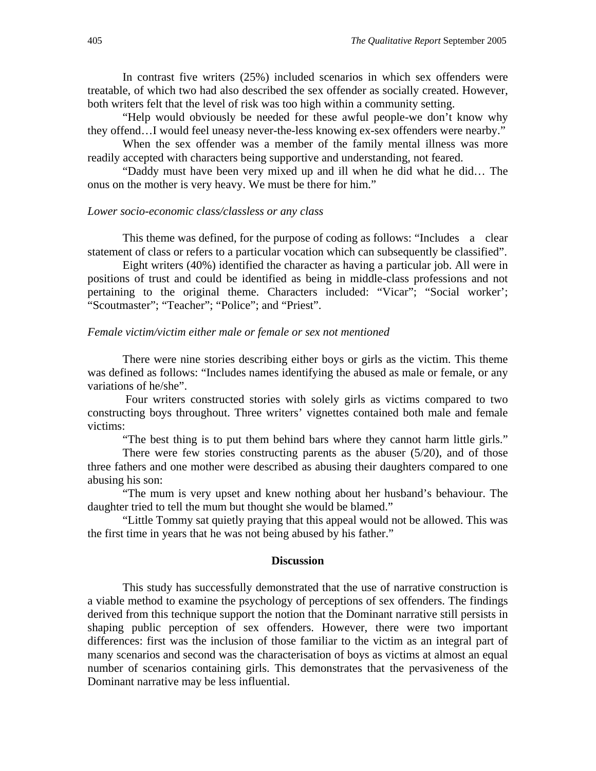In contrast five writers (25%) included scenarios in which sex offenders were treatable, of which two had also described the sex offender as socially created. However, both writers felt that the level of risk was too high within a community setting.

"Help would obviously be needed for these awful people-we don't know why they offend…I would feel uneasy never-the-less knowing ex-sex offenders were nearby."

When the sex offender was a member of the family mental illness was more readily accepted with characters being supportive and understanding, not feared.

"Daddy must have been very mixed up and ill when he did what he did… The onus on the mother is very heavy. We must be there for him."

*Lower socio-economic class/classless or any class*

This theme was defined, for the purpose of coding as follows: "Includes a clear statement of class or refers to a particular vocation which can subsequently be classified".

Eight writers (40%) identified the character as having a particular job. All were in positions of trust and could be identified as being in middle-class professions and not pertaining to the original theme. Characters included: "Vicar"; "Social worker'; "Scoutmaster"; "Teacher"; "Police"; and "Priest".

*Female victim/victim either male or female or sex not mentioned*

There were nine stories describing either boys or girls as the victim. This theme was defined as follows: "Includes names identifying the abused as male or female, or any variations of he/she".

Four writers constructed stories with solely girls as victims compared to two constructing boys throughout. Three writers' vignettes contained both male and female victims:

"The best thing is to put them behind bars where they cannot harm little girls."

There were few stories constructing parents as the abuser (5/20), and of those three fathers and one mother were described as abusing their daughters compared to one abusing his son:

"The mum is very upset and knew nothing about her husband's behaviour. The daughter tried to tell the mum but thought she would be blamed."

"Little Tommy sat quietly praying that this appeal would not be allowed. This was the first time in years that he was not being abused by his father."

## Discussion

This study has successfully demonstrated that the use of narrative construction is a viable method to examine the psychology of perceptions of sex offenders. The findings derived from this technique support the notion that the Dominant narrative still persists in shaping public perception of sex offenders. However, there were two important differences: first was the inclusion of those familiar to the victim as an integral part of many scenarios and second was the characterisation of boys as victims at almost an equal number of scenarios containing girls. This demonstrates that the pervasiveness of the Dominant narrative may be less influential.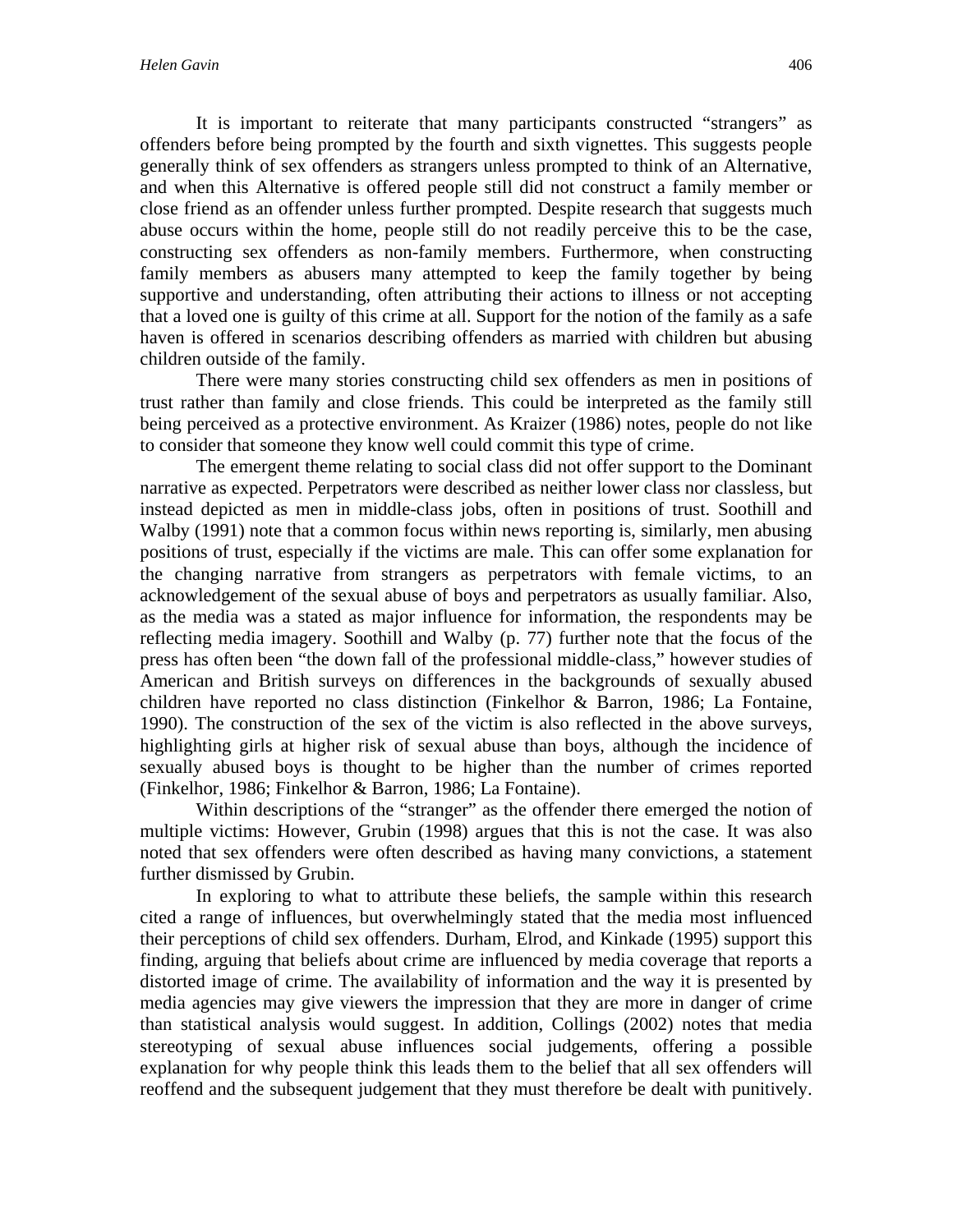It is important to reiterate that many participants constructed "strangers" as offenders before being prompted by the fourth and sixth vignettes. This suggests people generally think of sex offenders as strangers unless prompted to think of an Alternative, and when this Alternative is offered people still did not construct a family member or close friend as an offender unless further prompted. Despite research that suggests much abuse occurs within the home, people still do not readily perceive this to be the case, constructing sex offenders as non-family members. Furthermore, when constructing family members as abusers many attempted to keep the family together by being supportive and understanding, often attributing their actions to illness or not accepting that a loved one is guilty of this crime at all. Support for the notion of the family as a safe haven is offered in scenarios describing offenders as married with children but abusing children outside of the family.

There were many stories constructing child sex offenders as men in positions of trust rather than family and close friends. This could be interpreted as the family still being perceived as a protective environment. As Kraizer (1986) notes, people do not like to consider that someone they know well could commit this type of crime.

The emergent theme relating to social class did not offer support to the Dominant narrative as expected. Perpetrators were described as neither lower class nor classless, but instead depicted as men in middle-class jobs, often in positions of trust. Soothill and Walby (1991) note that a common focus within news reporting is, similarly, men abusing positions of trust, especially if the victims are male. This can offer some explanation for the changing narrative from strangers as perpetrators with female victims, to an acknowledgement of the sexual abuse of boys and perpetrators as usually familiar. Also, as the media was a stated as major influence for information, the respondents may be reflecting media imagery. Soothill and Walby (p. 77) further note that the focus of the press has often been "the down fall of the professional middle-class," however studies of American and British surveys on differences in the backgrounds of sexually abused children have reported no class distinction (Finkelhor & Barron, 1986; La Fontaine, 1990). The construction of the sex of the victim is also reflected in the above surveys, highlighting girls at higher risk of sexual abuse than boys, although the incidence of sexually abused boys is thought to be higher than the number of crimes reported (Finkelhor, 1986; Finkelhor & Barron, 1986; La Fontaine).

Within descriptions of the "stranger" as the offender there emerged the notion of multiple victims: However, Grubin (1998) argues that this is not the case. It was also noted that sex offenders were often described as having many convictions, a statement further dismissed by Grubin.

In exploring to what to attribute these beliefs, the sample within this research cited a range of influences, but overwhelmingly stated that the media most influenced their perceptions of child sex offenders. Durham, Elrod, and Kinkade (1995) support this finding, arguing that beliefs about crime are influenced by media coverage that reports a distorted image of crime. The availability of information and the way it is presented by media agencies may give viewers the impression that they are more in danger of crime than statistical analysis would suggest. In addition, Collings (2002) notes that media stereotyping of sexual abuse influences social judgements, offering a possible explanation for why people think this leads them to the belief that all sex offenders will reoffend and the subsequent judgement that they must therefore be dealt with punitively.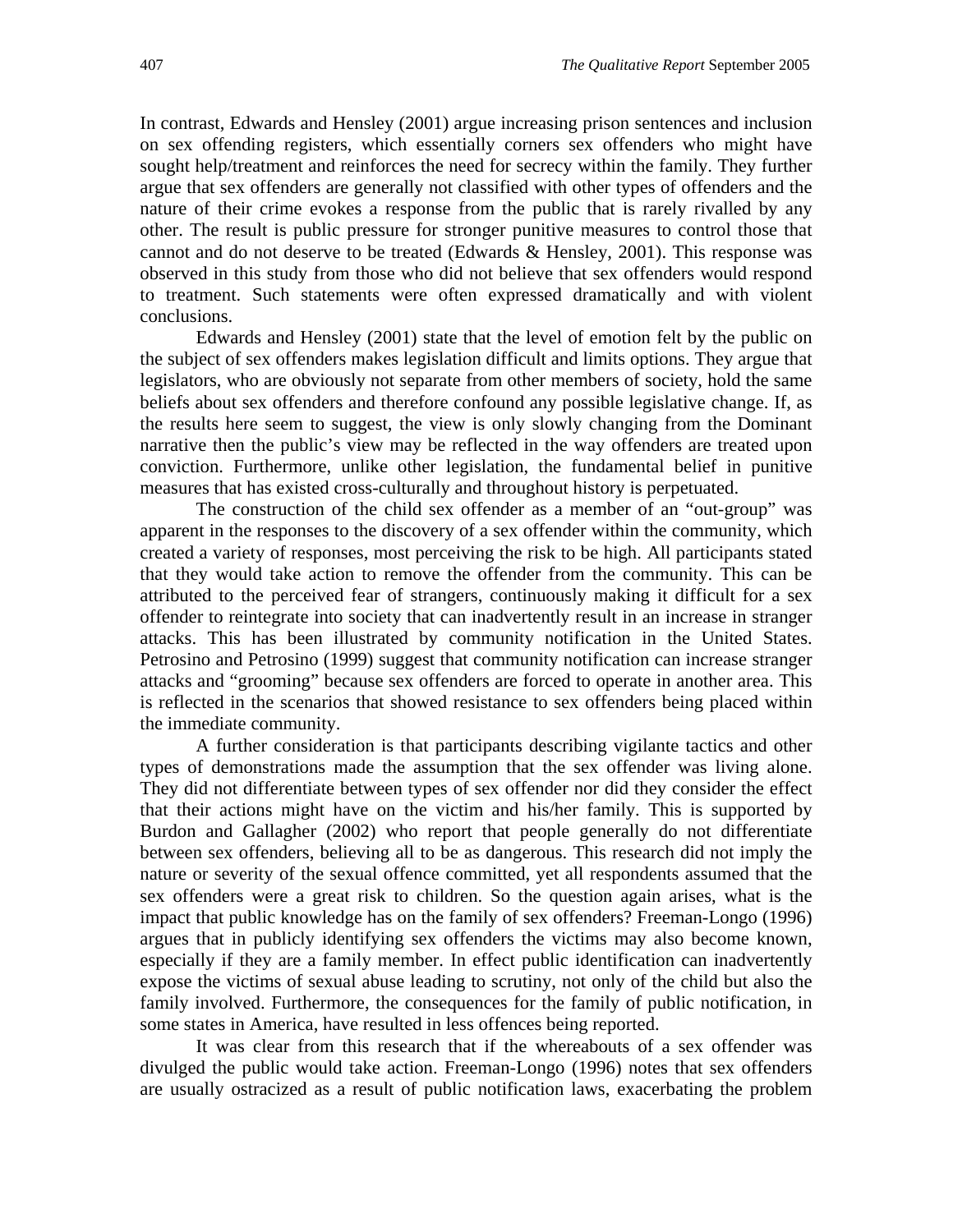In contrast, Edwards and Hensley (2001) argue increasing prison sentences and inclusion on sex offending registers, which essentially corners sex offenders who might have sought help/treatment and reinforces the need for secrecy within the family. They further argue that sex offenders are generally not classified with other types of offenders and the nature of their crime evokes a response from the public that is rarely rivalled by any other. The result is public pressure for stronger punitive measures to control those that cannot and do not deserve to be treated (Edwards & Hensley, 2001). This response was observed in this study from those who did not believe that sex offenders would respond to treatment. Such statements were often expressed dramatically and with violent conclusions.

Edwards and Hensley (2001) state that the level of emotion felt by the public on the subject of sex offenders makes legislation difficult and limits options. They argue that legislators, who are obviously not separate from other members of society, hold the same beliefs about sex offenders and therefore confound any possible legislative change. If, as the results here seem to suggest, the view is only slowly changing from the Dominant narrative then the public's view may be reflected in the way offenders are treated upon conviction. Furthermore, unlike other legislation, the fundamental belief in punitive measures that has existed cross-culturally and throughout history is perpetuated.

The construction of the child sex offender as a member of an "out-group" was apparent in the responses to the discovery of a sex offender within the community, which created a variety of responses, most perceiving the risk to be high. All participants stated that they would take action to remove the offender from the community. This can be attributed to the perceived fear of strangers, continuously making it difficult for a sex offender to reintegrate into society that can inadvertently result in an increase in stranger attacks. This has been illustrated by community notification in the United States. Petrosino and Petrosino (1999) suggest that community notification can increase stranger attacks and "grooming" because sex offenders are forced to operate in another area. This is reflected in the scenarios that showed resistance to sex offenders being placed within the immediate community.

A further consideration is that participants describing vigilante tactics and other types of demonstrations made the assumption that the sex offender was living alone. They did not differentiate between types of sex offender nor did they consider the effect that their actions might have on the victim and his/her family. This is supported by Burdon and Gallagher (2002) who report that people generally do not differentiate between sex offenders, believing all to be as dangerous. This research did not imply the nature or severity of the sexual offence committed, yet all respondents assumed that the sex offenders were a great risk to children. So the question again arises, what is the impact that public knowledge has on the family of sex offenders? Freeman-Longo (1996) argues that in publicly identifying sex offenders the victims may also become known, especially if they are a family member. In effect public identification can inadvertently expose the victims of sexual abuse leading to scrutiny, not only of the child but also the family involved. Furthermore, the consequences for the family of public notification, in some states in America, have resulted in less offences being reported.

It was clear from this research that if the whereabouts of a sex offender was divulged the public would take action. Freeman-Longo (1996) notes that sex offenders are usually ostracized as a result of public notification laws, exacerbating the problem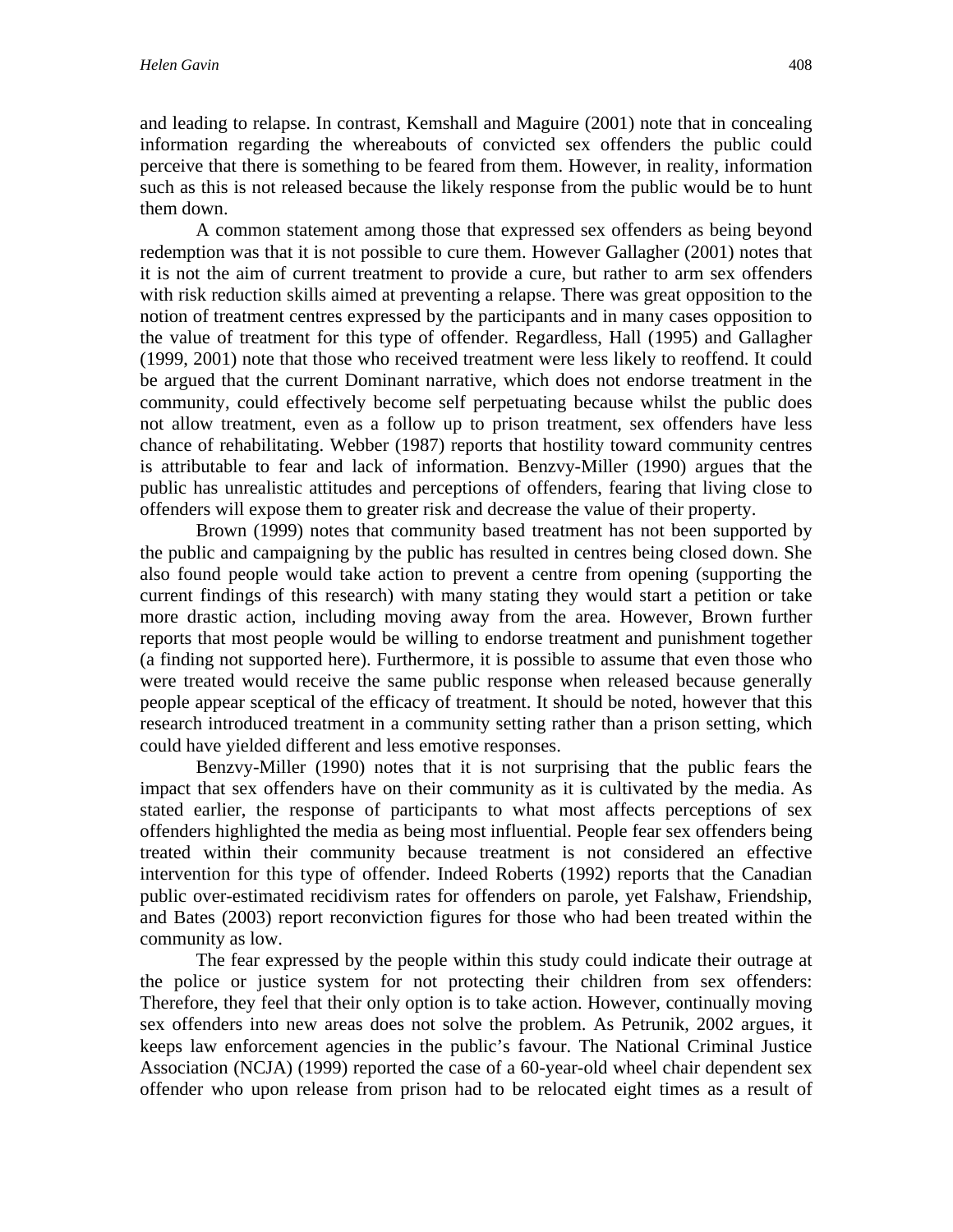and leading to relapse. In contrast, Kemshall and Maguire (2001) note that in concealing information regarding the whereabouts of convicted sex offenders the public could perceive that there is something to be feared from them. However, in reality, information such as this is not released because the likely response from the public would be to hunt them down.

A common statement among those that expressed sex offenders as being beyond redemption was that it is not possible to cure them. However Gallagher (2001) notes that it is not the aim of current treatment to provide a cure, but rather to arm sex offenders with risk reduction skills aimed at preventing a relapse. There was great opposition to the notion of treatment centres expressed by the participants and in many cases opposition to the value of treatment for this type of offender. Regardless, Hall (1995) and Gallagher (1999, 2001) note that those who received treatment were less likely to reoffend. It could be argued that the current Dominant narrative, which does not endorse treatment in the community, could effectively become self perpetuating because whilst the public does not allow treatment, even as a follow up to prison treatment, sex offenders have less chance of rehabilitating. Webber (1987) reports that hostility toward community centres is attributable to fear and lack of information. Benzvy-Miller (1990) argues that the public has unrealistic attitudes and perceptions of offenders, fearing that living close to offenders will expose them to greater risk and decrease the value of their property.

Brown (1999) notes that community based treatment has not been supported by the public and campaigning by the public has resulted in centres being closed down. She also found people would take action to prevent a centre from opening (supporting the current findings of this research) with many stating they would start a petition or take more drastic action, including moving away from the area. However, Brown further reports that most people would be willing to endorse treatment and punishment together (a finding not supported here). Furthermore, it is possible to assume that even those who were treated would receive the same public response when released because generally people appear sceptical of the efficacy of treatment. It should be noted, however that this research introduced treatment in a community setting rather than a prison setting, which could have yielded different and less emotive responses.

Benzvy-Miller (1990) notes that it is not surprising that the public fears the impact that sex offenders have on their community as it is cultivated by the media. As stated earlier, the response of participants to what most affects perceptions of sex offenders highlighted the media as being most influential. People fear sex offenders being treated within their community because treatment is not considered an effective intervention for this type of offender. Indeed Roberts (1992) reports that the Canadian public over-estimated recidivism rates for offenders on parole, yet Falshaw, Friendship, and Bates (2003) report reconviction figures for those who had been treated within the community as low.

The fear expressed by the people within this study could indicate their outrage at the police or justice system for not protecting their children from sex offenders: Therefore, they feel that their only option is to take action. However, continually moving sex offenders into new areas does not solve the problem. As Petrunik, 2002 argues, it keeps law enforcement agencies in the public's favour. The National Criminal Justice Association (NCJA) (1999) reported the case of a 60-year-old wheel chair dependent sex offender who upon release from prison had to be relocated eight times as a result of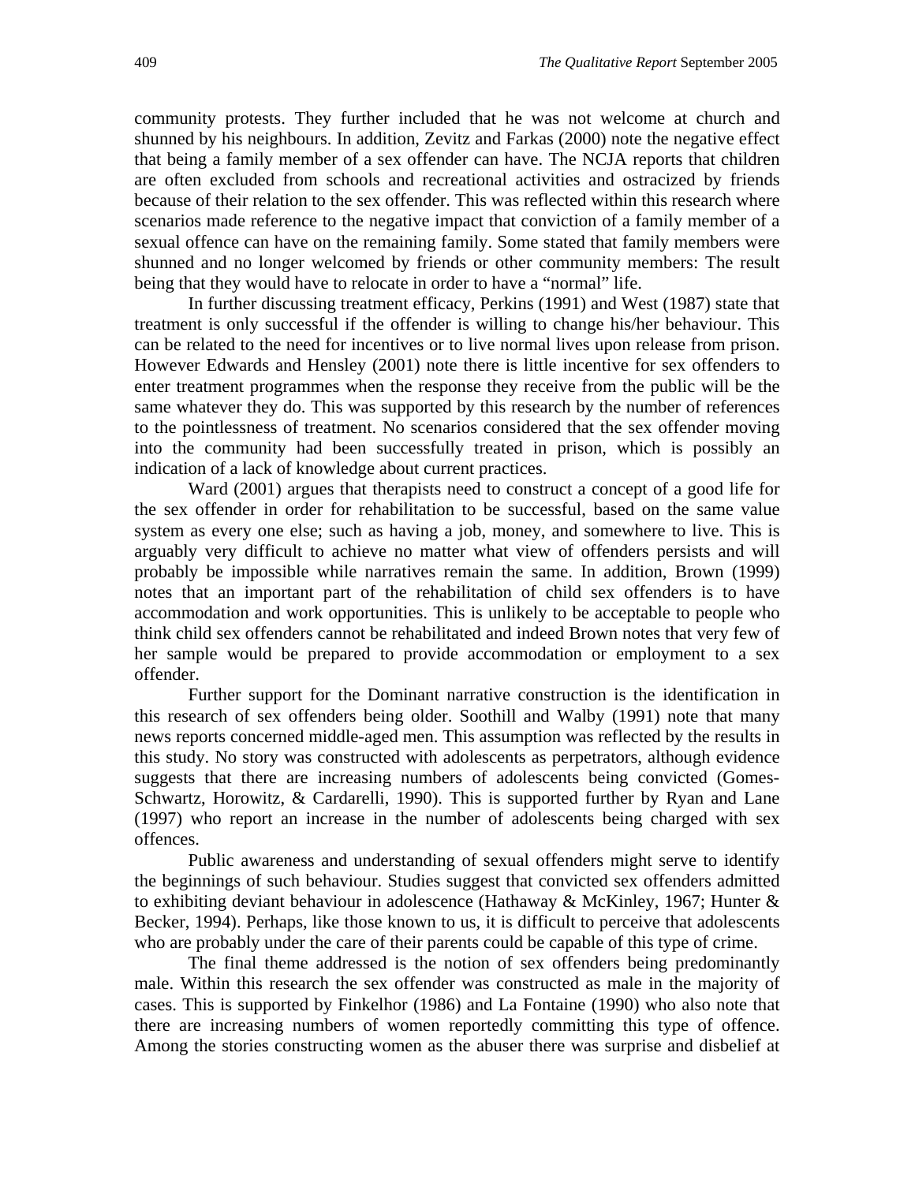community protests. They further included that he was not welcome at church and shunned by his neighbours. In addition, Zevitz and Farkas (2000) note the negative effect that being a family member of a sex offender can have. The NCJA reports that children are often excluded from schools and recreational activities and ostracized by friends because of their relation to the sex offender. This was reflected within this research where scenarios made reference to the negative impact that conviction of a family member of a sexual offence can have on the remaining family. Some stated that family members were shunned and no longer welcomed by friends or other community members: The result being that they would have to relocate in order to have a "normal" life.

In further discussing treatment efficacy, Perkins (1991) and West (1987) state that treatment is only successful if the offender is willing to change his/her behaviour. This can be related to the need for incentives or to live normal lives upon release from prison. However Edwards and Hensley (2001) note there is little incentive for sex offenders to enter treatment programmes when the response they receive from the public will be the same whatever they do. This was supported by this research by the number of references to the pointlessness of treatment. No scenarios considered that the sex offender moving into the community had been successfully treated in prison, which is possibly an indication of a lack of knowledge about current practices.

Ward (2001) argues that therapists need to construct a concept of a good life for the sex offender in order for rehabilitation to be successful, based on the same value system as every one else; such as having a job, money, and somewhere to live. This is arguably very difficult to achieve no matter what view of offenders persists and will probably be impossible while narratives remain the same. In addition, Brown (1999) notes that an important part of the rehabilitation of child sex offenders is to have accommodation and work opportunities. This is unlikely to be acceptable to people who think child sex offenders cannot be rehabilitated and indeed Brown notes that very few of her sample would be prepared to provide accommodation or employment to a sex offender.

Further support for the Dominant narrative construction is the identification in this research of sex offenders being older. Soothill and Walby (1991) note that many news reports concerned middle-aged men. This assumption was reflected by the results in this study. No story was constructed with adolescents as perpetrators, although evidence suggests that there are increasing numbers of adolescents being convicted (Gomes-Schwartz, Horowitz, & Cardarelli, 1990). This is supported further by Ryan and Lane (1997) who report an increase in the number of adolescents being charged with sex offences.

Public awareness and understanding of sexual offenders might serve to identify the beginnings of such behaviour. Studies suggest that convicted sex offenders admitted to exhibiting deviant behaviour in adolescence (Hathaway & McKinley, 1967; Hunter & Becker, 1994). Perhaps, like those known to us, it is difficult to perceive that adolescents who are probably under the care of their parents could be capable of this type of crime.

The final theme addressed is the notion of sex offenders being predominantly male. Within this research the sex offender was constructed as male in the majority of cases. This is supported by Finkelhor (1986) and La Fontaine (1990) who also note that there are increasing numbers of women reportedly committing this type of offence. Among the stories constructing women as the abuser there was surprise and disbelief at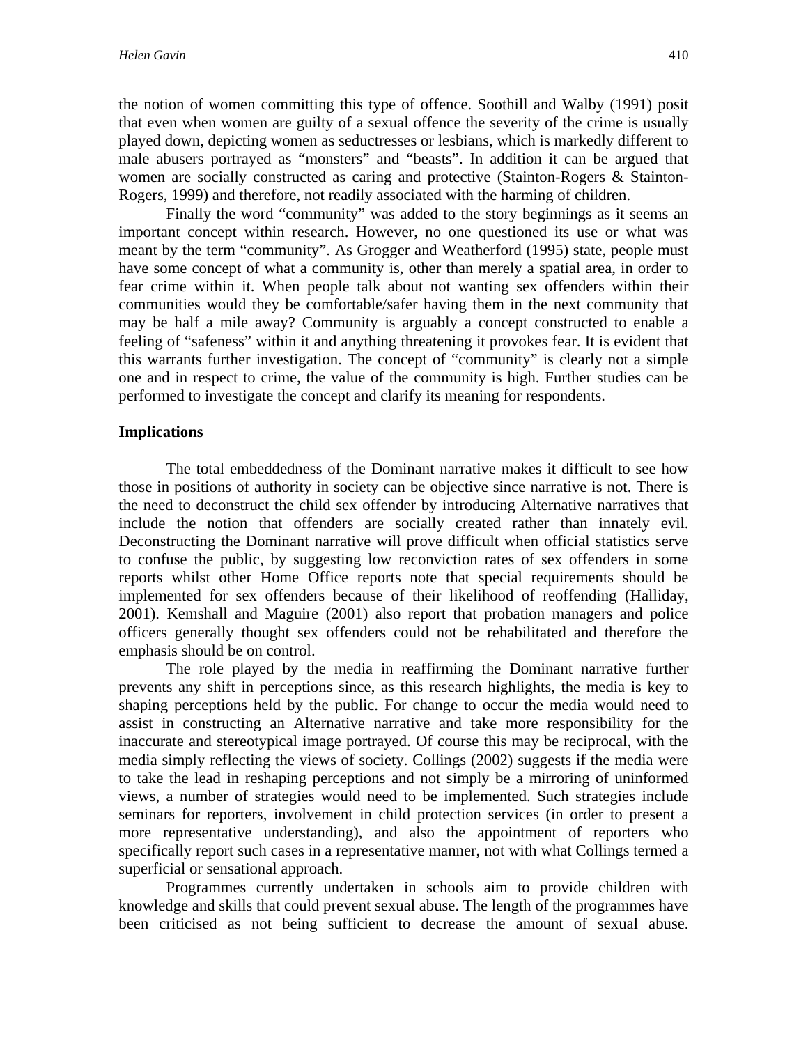the notion of women committing this type of offence. Soothill and Walby (1991) posit that even when women are guilty of a sexual offence the severity of the crime is usually played down, depicting women as seductresses or lesbians, which is markedly different to male abusers portrayed as "monsters" and "beasts". In addition it can be argued that women are socially constructed as caring and protective (Stainton-Rogers & Stainton-Rogers, 1999) and therefore, not readily associated with the harming of children.

Finally the word "community" was added to the story beginnings as it seems an important concept within research. However, no one questioned its use or what was meant by the term "community". As Grogger and Weatherford (1995) state, people must have some concept of what a community is, other than merely a spatial area, in order to fear crime within it. When people talk about not wanting sex offenders within their communities would they be comfortable/safer having them in the next community that may be half a mile away? Community is arguably a concept constructed to enable a feeling of "safeness" within it and anything threatening it provokes fear. It is evident that this warrants further investigation. The concept of "community" is clearly not a simple one and in respect to crime, the value of the community is high. Further studies can be performed to investigate the concept and clarify its meaning for respondents.

**Implications**

The total embeddedness of the Dominant narrative makes it difficult to see how those in positions of authority in society can be objective since narrative is not. There is the need to deconstruct the child sex offender by introducing Alternative narratives that include the notion that offenders are socially created rather than innately evil. Deconstructing the Dominant narrative will prove difficult when official statistics serve to confuse the public, by suggesting low reconviction rates of sex offenders in some reports whilst other Home Office reports note that special requirements should be implemented for sex offenders because of their likelihood of reoffending (Halliday, 2001). Kemshall and Maguire (2001) also report that probation managers and police officers generally thought sex offenders could not be rehabilitated and therefore the emphasis should be on control.

The role played by the media in reaffirming the Dominant narrative further prevents any shift in perceptions since, as this research highlights, the media is key to shaping perceptions held by the public. For change to occur the media would need to assist in constructing an Alternative narrative and take more responsibility for the inaccurate and stereotypical image portrayed. Of course this may be reciprocal, with the media simply reflecting the views of society. Collings (2002) suggests if the media were to take the lead in reshaping perceptions and not simply be a mirroring of uninformed views, a number of strategies would need to be implemented. Such strategies include seminars for reporters, involvement in child protection services (in order to present a more representative understanding), and also the appointment of reporters who specifically report such cases in a representative manner, not with what Collings termed a superficial or sensational approach.

Programmes currently undertaken in schools aim to provide children with knowledge and skills that could prevent sexual abuse. The length of the programmes have been criticised as not being sufficient to decrease the amount of sexual abuse.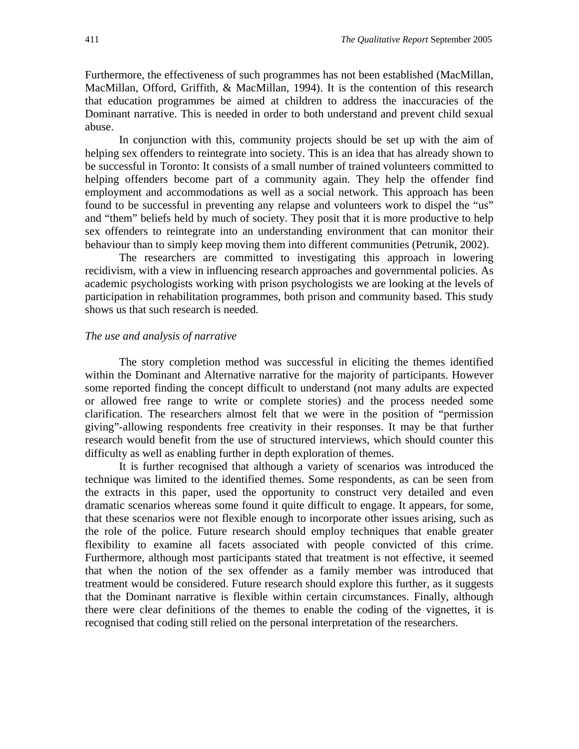Furthermore, the effectiveness of such programmes has not been established (MacMillan, MacMillan, Offord, Griffith, & MacMillan, 1994). It is the contention of this research that education programmes be aimed at children to address the inaccuracies of the Dominant narrative. This is needed in order to both understand and prevent child sexual abuse.

In conjunction with this, community projects should be set up with the aim of helping sex offenders to reintegrate into society. This is an idea that has already shown to be successful in Toronto: It consists of a small number of trained volunteers committed to helping offenders become part of a community again. They help the offender find employment and accommodations as well as a social network. This approach has been found to be successful in preventing any relapse and volunteers work to dispel the "us" and "them" beliefs held by much of society. They posit that it is more productive to help sex offenders to reintegrate into an understanding environment that can monitor their behaviour than to simply keep moving them into different communities (Petrunik, 2002).

The researchers are committed to investigating this approach in lowering recidivism, with a view in influencing research approaches and governmental policies. As academic psychologists working with prison psychologists we are looking at the levels of participation in rehabilitation programmes, both prison and community based. This study shows us that such research is needed.

*The use and analysis of narrative*

The story completion method was successful in eliciting the themes identified within the Dominant and Alternative narrative for the majority of participants. However some reported finding the concept difficult to understand (not many adults are expected or allowed free range to write or complete stories) and the process needed some clarification. The researchers almost felt that we were in the position of "permission giving"-allowing respondents free creativity in their responses. It may be that further research would benefit from the use of structured interviews, which should counter this difficulty as well as enabling further in depth exploration of themes.

It is further recognised that although a variety of scenarios was introduced the technique was limited to the identified themes. Some respondents, as can be seen from the extracts in this paper, used the opportunity to construct very detailed and even dramatic scenarios whereas some found it quite difficult to engage. It appears, for some, that these scenarios were not flexible enough to incorporate other issues arising, such as the role of the police. Future research should employ techniques that enable greater flexibility to examine all facets associated with people convicted of this crime. Furthermore, although most participants stated that treatment is not effective, it seemed that when the notion of the sex offender as a family member was introduced that treatment would be considered. Future research should explore this further, as it suggests that the Dominant narrative is flexible within certain circumstances. Finally, although there were clear definitions of the themes to enable the coding of the vignettes, it is recognised that coding still relied on the personal interpretation of the researchers.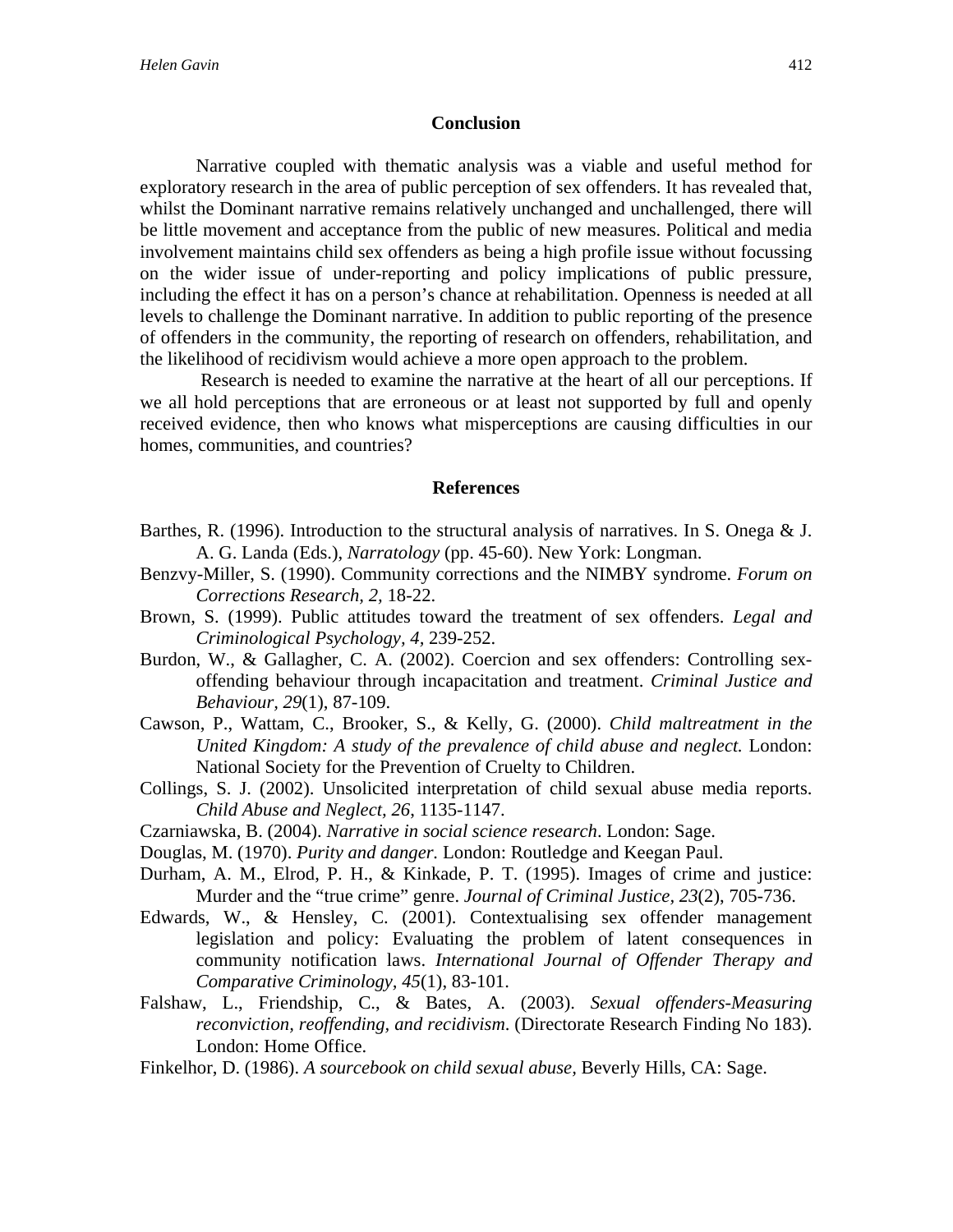## Conclusion

Narrative coupled with thematic analysis was a viable and useful method for exploratory research in the area of public perception of sex offenders. It has revealed that, whilst the Dominant narrative remains relatively unchanged and unchallenged, there will be little movement and acceptance from the public of new measures. Political and media involvement maintains child sex offenders as being a high profile issue without focussing on the wider issue of under-reporting and policy implications of public pressure, including the effect it has on a person's chance at rehabilitation. Openness is needed at all levels to challenge the Dominant narrative. In addition to public reporting of the presence of offenders in the community, the reporting of research on offenders, rehabilitation, and the likelihood of recidivism would achieve a more open approach to the problem.

Research is needed to examine the narrative at the heart of all our perceptions. If we all hold perceptions that are erroneous or at least not supported by full and openly received evidence, then who knows what misperceptions are causing difficulties in our homes, communities, and countries?

## References

Barthes, R. (1996). Introduction to the structural analysis of narratives. In S. Onega & J. A. G. Landa (Eds.), *Narratology* (pp. 45-60). New York: Longman.

Benzvy-Miller, S. (1990). Community corrections and the NIMBY syndrome. *Forum on Corrections Research, 2,* 18-22.

Brown, S. (1999). Public attitudes toward the treatment of sex offenders. *Legal and Criminological Psychology, 4,* 239-252.

Burdon, W., & Gallagher, C. A. (2002). Coercion and sex offenders: Controlling sex-offending behaviour through incapacitation and treatment. *Criminal Justice and Behaviour, 29*(1), 87-109.

Cawson, P., Wattam, C., Brooker, S., & Kelly, G. (2000). *Child maltreatment in the United Kingdom: A study of the prevalence of child abuse and neglect.* London: National Society for the Prevention of Cruelty to Children.

Collings, S. J. (2002). Unsolicited interpretation of child sexual abuse media reports. *Child Abuse and Neglect, 26,* 1135-1147.

Czarniawska, B. (2004). *Narrative in social science research*. London: Sage.

Douglas, M. (1970). *Purity and danger.* London: Routledge and Keegan Paul.

Durham, A. M., Elrod, P. H., & Kinkade, P. T. (1995). Images of crime and justice: Murder and the "true crime" genre. *Journal of Criminal Justice, 23*(2), 705-736.

Edwards, W., & Hensley, C. (2001). Contextualising sex offender management legislation and policy: Evaluating the problem of latent consequences in community notification laws. *International Journal of Offender Therapy and Comparative Criminology, 45*(1), 83-101.

Falshaw, L., Friendship, C., & Bates, A. (2003). *Sexual offenders-Measuring reconviction, reoffending, and recidivism.* (Directorate Research Finding No 183). London: Home Office.

Finkelhor, D. (1986). *A sourcebook on child sexual abuse,* Beverly Hills, CA: Sage.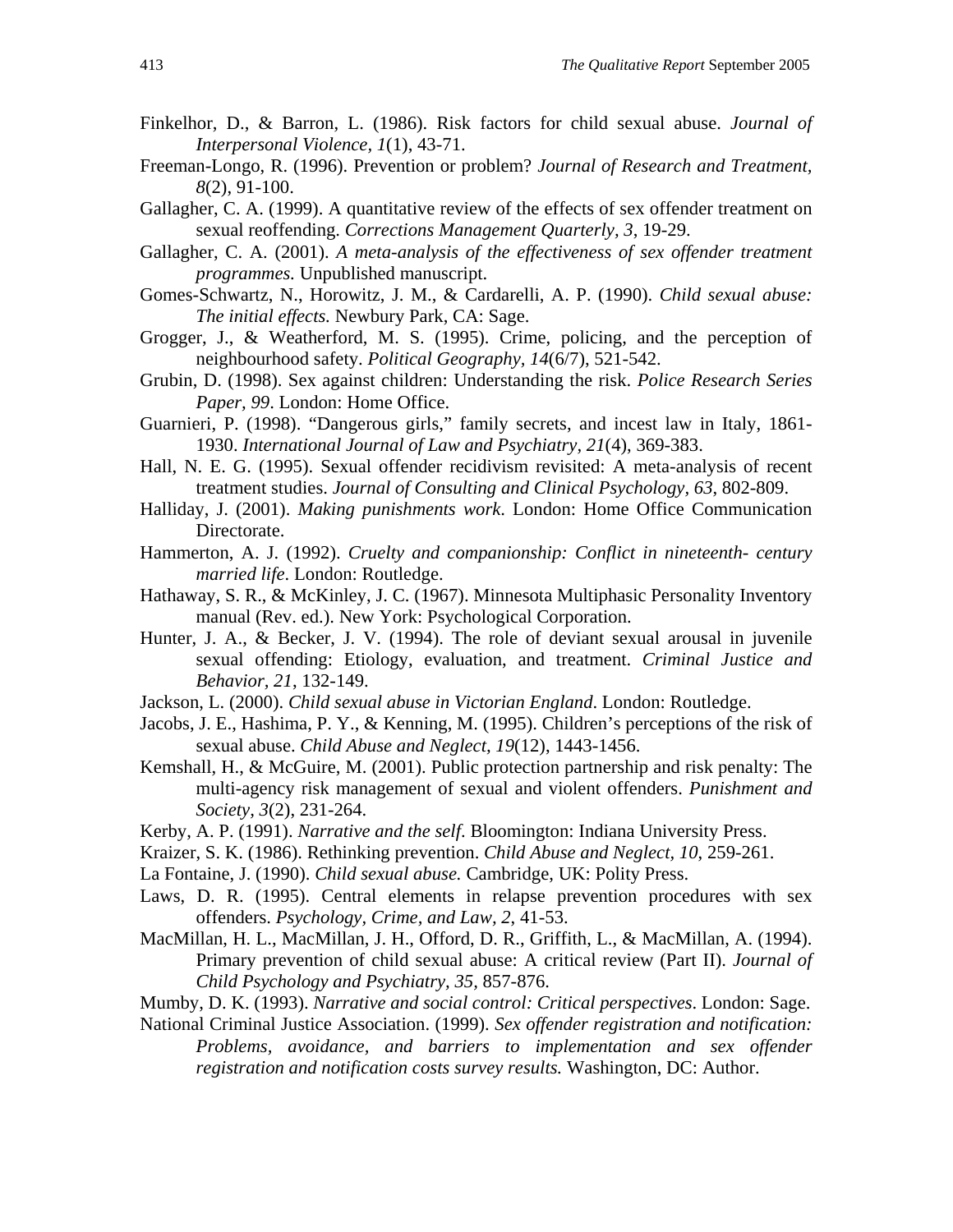Finkelhor, D., & Barron, L. (1986). Risk factors for child sexual abuse. *Journal of Interpersonal Violence, 1*(1), 43-71.

Freeman-Longo, R. (1996). Prevention or problem? *Journal of Research and Treatment, 8*(2), 91-100.

Gallagher, C. A. (1999). A quantitative review of the effects of sex offender treatment on sexual reoffending. *Corrections Management Quarterly, 3*, 19-29.

Gallagher, C. A. (2001). *A meta-analysis of the effectiveness of sex offender treatment programmes.* Unpublished manuscript.

Gomes-Schwartz, N., Horowitz, J. M., & Cardarelli, A. P. (1990). *Child sexual abuse: The initial effects.* Newbury Park, CA: Sage.

Grogger, J., & Weatherford, M. S. (1995). Crime, policing, and the perception of neighbourhood safety. *Political Geography, 14*(6/7), 521-542.

Grubin, D. (1998). Sex against children: Understanding the risk. *Police Research Series Paper, 99*. London: Home Office.

Guarnieri, P. (1998). "Dangerous girls," family secrets, and incest law in Italy, 1861-1930. *International Journal of Law and Psychiatry, 21*(4), 369-383.

Hall, N. E. G. (1995). Sexual offender recidivism revisited: A meta-analysis of recent treatment studies. *Journal of Consulting and Clinical Psychology, 63*, 802-809.

Halliday, J. (2001). *Making punishments work*. London: Home Office Communication Directorate.

Hammerton, A. J. (1992). *Cruelty and companionship: Conflict in nineteenth- century married life*. London: Routledge.

Hathaway, S. R., & McKinley, J. C. (1967). Minnesota Multiphasic Personality Inventory manual (Rev. ed.). New York: Psychological Corporation.

Hunter, J. A., & Becker, J. V. (1994). The role of deviant sexual arousal in juvenile sexual offending: Etiology, evaluation, and treatment. *Criminal Justice and Behavior, 21*, 132-149.

Jackson, L. (2000). *Child sexual abuse in Victorian England*. London: Routledge.

Jacobs, J. E., Hashima, P. Y., & Kenning, M. (1995). Children's perceptions of the risk of sexual abuse. *Child Abuse and Neglect, 19*(12), 1443-1456.

Kemshall, H., & McGuire, M. (2001). Public protection partnership and risk penalty: The multi-agency risk management of sexual and violent offenders. *Punishment and Society, 3*(2), 231-264.

Kerby, A. P. (1991). *Narrative and the self*. Bloomington: Indiana University Press.

Kraizer, S. K. (1986). Rethinking prevention. *Child Abuse and Neglect, 10*, 259-261.

La Fontaine, J. (1990). *Child sexual abuse.* Cambridge, UK: Polity Press.

Laws, D. R. (1995). Central elements in relapse prevention procedures with sex offenders. *Psychology, Crime, and Law, 2*, 41-53.

MacMillan, H. L., MacMillan, J. H., Offord, D. R., Griffith, L., & MacMillan, A. (1994). Primary prevention of child sexual abuse: A critical review (Part II). *Journal of Child Psychology and Psychiatry, 35*, 857-876.

Mumby, D. K. (1993). *Narrative and social control: Critical perspectives*. London: Sage.

National Criminal Justice Association. (1999). *Sex offender registration and notification: Problems, avoidance, and barriers to implementation and sex offender registration and notification costs survey results.* Washington, DC: Author.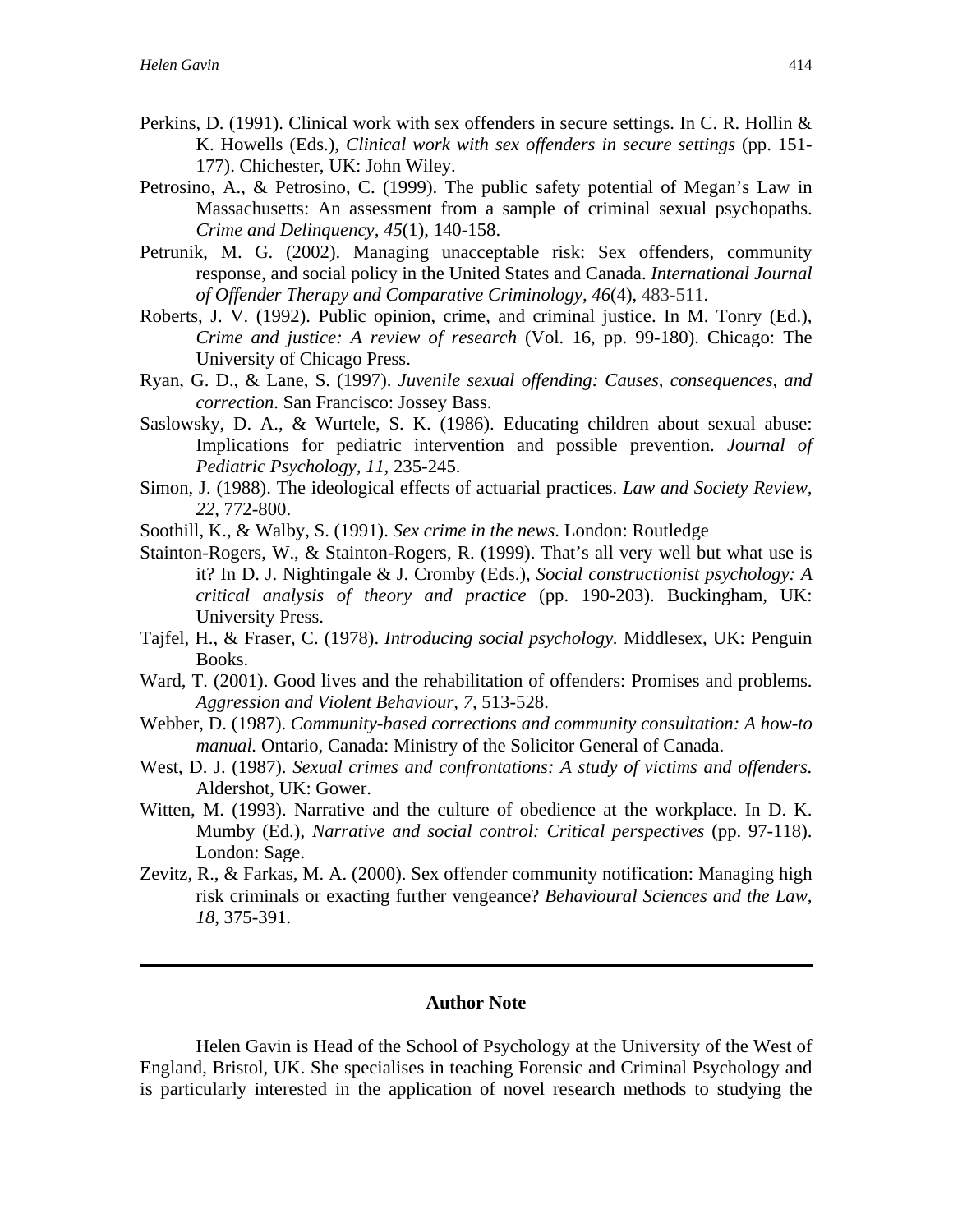Perkins, D. (1991). Clinical work with sex offenders in secure settings. In C. R. Hollin & K. Howells (Eds.), *Clinical work with sex offenders in secure settings* (pp. 151-177). Chichester, UK: John Wiley.

Petrosino, A., & Petrosino, C. (1999). The public safety potential of Megan's Law in Massachusetts: An assessment from a sample of criminal sexual psychopaths. *Crime and Delinquency, 45*(1), 140-158.

Petrunik, M. G. (2002). Managing unacceptable risk: Sex offenders, community response, and social policy in the United States and Canada. *International Journal of Offender Therapy and Comparative Criminology, 46*(4), 483-511.

Roberts, J. V. (1992). Public opinion, crime, and criminal justice. In M. Tonry (Ed.), *Crime and justice: A review of research* (Vol. 16, pp. 99-180). Chicago: The University of Chicago Press.

Ryan, G. D., & Lane, S. (1997). *Juvenile sexual offending: Causes, consequences, and correction*. San Francisco: Jossey Bass.

Saslowsky, D. A., & Wurtele, S. K. (1986). Educating children about sexual abuse: Implications for pediatric intervention and possible prevention. *Journal of Pediatric Psychology, 11*, 235-245.

Simon, J. (1988). The ideological effects of actuarial practices. *Law and Society Review, 22*, 772-800.

Soothill, K., & Walby, S. (1991). *Sex crime in the news*. London: Routledge

Stainton-Rogers, W., & Stainton-Rogers, R. (1999). That's all very well but what use is it? In D. J. Nightingale & J. Cromby (Eds.), *Social constructionist psychology: A critical analysis of theory and practice* (pp. 190-203). Buckingham, UK: University Press.

Tajfel, H., & Fraser, C. (1978). *Introducing social psychology.* Middlesex, UK: Penguin Books.

Ward, T. (2001). Good lives and the rehabilitation of offenders: Promises and problems. *Aggression and Violent Behaviour, 7*, 513-528.

Webber, D. (1987). *Community-based corrections and community consultation: A how-to manual.* Ontario, Canada: Ministry of the Solicitor General of Canada.

West, D. J. (1987). *Sexual crimes and confrontations: A study of victims and offenders.* Aldershot, UK: Gower.

Witten, M. (1993). Narrative and the culture of obedience at the workplace. In D. K. Mumby (Ed.), *Narrative and social control: Critical perspectives* (pp. 97-118). London: Sage.

Zevitz, R., & Farkas, M. A. (2000). Sex offender community notification: Managing high risk criminals or exacting further vengeance? *Behavioural Sciences and the Law, 18*, 375-391.

---

**Author Note**

Helen Gavin is Head of the School of Psychology at the University of the West of England, Bristol, UK. She specialises in teaching Forensic and Criminal Psychology and is particularly interested in the application of novel research methods to studying the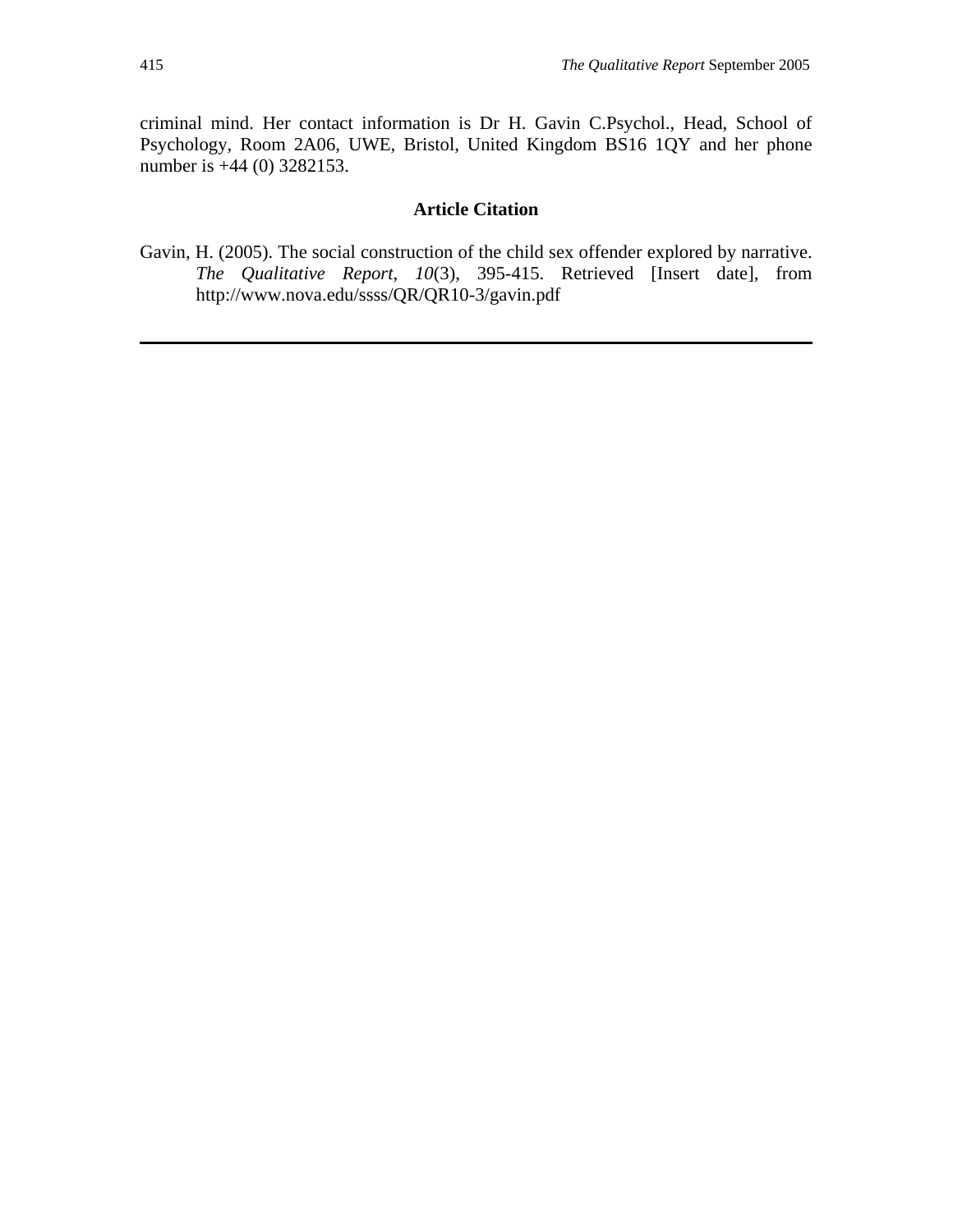criminal mind. Her contact information is Dr H. Gavin C.Psychol., Head, School of Psychology, Room 2A06, UWE, Bristol, United Kingdom BS16 1QY and her phone number is +44 (0) 3282153.

## Article Citation

Gavin, H. (2005). The social construction of the child sex offender explored by narrative. *The Qualitative Report*, *10*(3), 395-415. Retrieved [Insert date], from http://www.nova.edu/ssss/QR/QR10-3/gavin.pdf